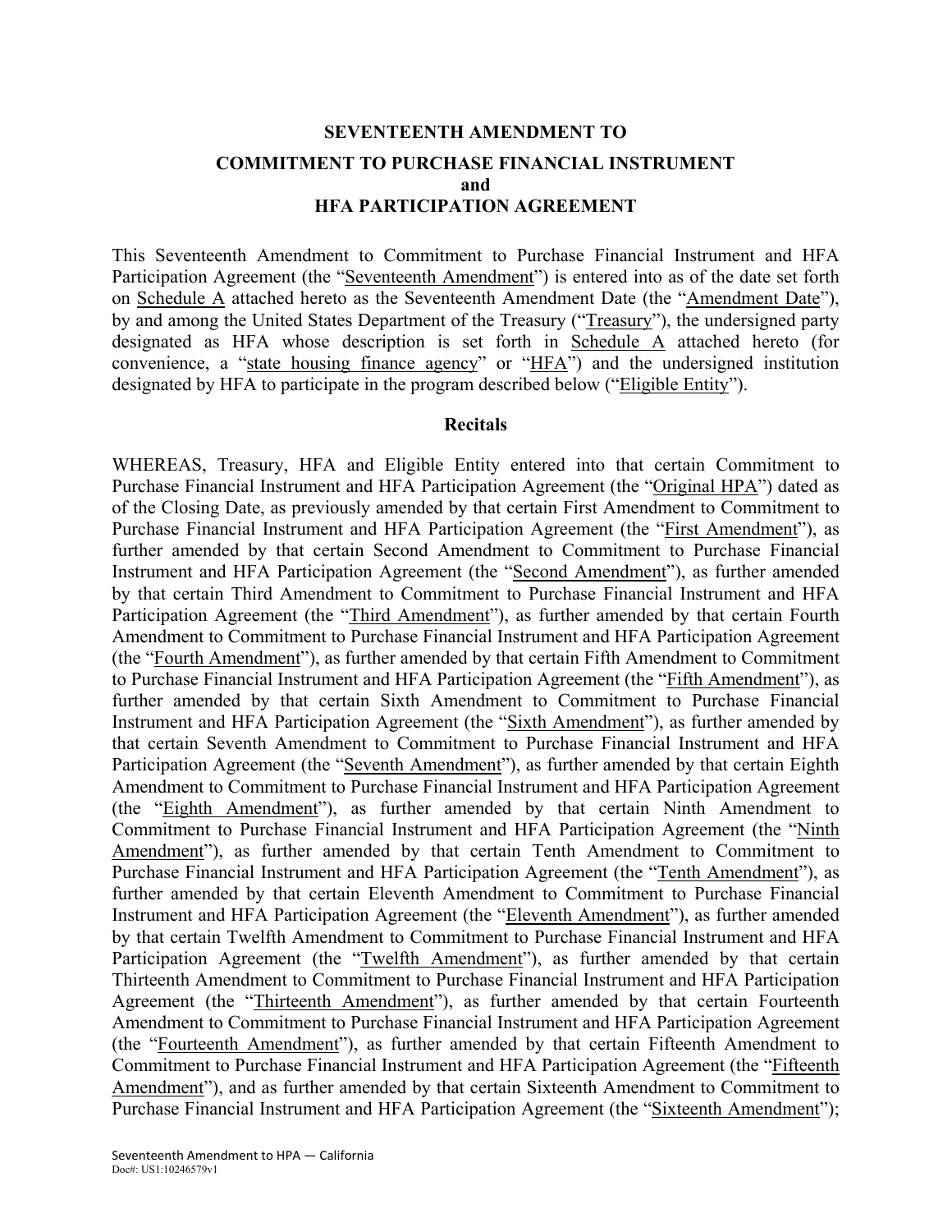# SEVENTEENTH AMENDMENT TO
# COMMITMENT TO PURCHASE FINANCIAL INSTRUMENT
# and
# HFA PARTICIPATION AGREEMENT

This Seventeenth Amendment to Commitment to Purchase Financial Instrument and HFA Participation Agreement (the "Seventeenth Amendment") is entered into as of the date set forth on Schedule A attached hereto as the Seventeenth Amendment Date (the "Amendment Date"), by and among the United States Department of the Treasury ("Treasury"), the undersigned party designated as HFA whose description is set forth in Schedule A attached hereto (for convenience, a "state housing finance agency" or "HFA") and the undersigned institution designated by HFA to participate in the program described below ("Eligible Entity").

## Recitals

WHEREAS, Treasury, HFA and Eligible Entity entered into that certain Commitment to Purchase Financial Instrument and HFA Participation Agreement (the "Original HPA") dated as of the Closing Date, as previously amended by that certain First Amendment to Commitment to Purchase Financial Instrument and HFA Participation Agreement (the "First Amendment"), as further amended by that certain Second Amendment to Commitment to Purchase Financial Instrument and HFA Participation Agreement (the "Second Amendment"), as further amended by that certain Third Amendment to Commitment to Purchase Financial Instrument and HFA Participation Agreement (the "Third Amendment"), as further amended by that certain Fourth Amendment to Commitment to Purchase Financial Instrument and HFA Participation Agreement (the "Fourth Amendment"), as further amended by that certain Fifth Amendment to Commitment to Purchase Financial Instrument and HFA Participation Agreement (the "Fifth Amendment"), as further amended by that certain Sixth Amendment to Commitment to Purchase Financial Instrument and HFA Participation Agreement (the "Sixth Amendment"), as further amended by that certain Seventh Amendment to Commitment to Purchase Financial Instrument and HFA Participation Agreement (the "Seventh Amendment"), as further amended by that certain Eighth Amendment to Commitment to Purchase Financial Instrument and HFA Participation Agreement (the "Eighth Amendment"), as further amended by that certain Ninth Amendment to Commitment to Purchase Financial Instrument and HFA Participation Agreement (the "Ninth Amendment"), as further amended by that certain Tenth Amendment to Commitment to Purchase Financial Instrument and HFA Participation Agreement (the "Tenth Amendment"), as further amended by that certain Eleventh Amendment to Commitment to Purchase Financial Instrument and HFA Participation Agreement (the "Eleventh Amendment"), as further amended by that certain Twelfth Amendment to Commitment to Purchase Financial Instrument and HFA Participation Agreement (the "Twelfth Amendment"), as further amended by that certain Thirteenth Amendment to Commitment to Purchase Financial Instrument and HFA Participation Agreement (the "Thirteenth Amendment"), as further amended by that certain Fourteenth Amendment to Commitment to Purchase Financial Instrument and HFA Participation Agreement (the "Fourteenth Amendment"), as further amended by that certain Fifteenth Amendment to Commitment to Purchase Financial Instrument and HFA Participation Agreement (the "Fifteenth Amendment"), and as further amended by that certain Sixteenth Amendment to Commitment to Purchase Financial Instrument and HFA Participation Agreement (the "Sixteenth Amendment");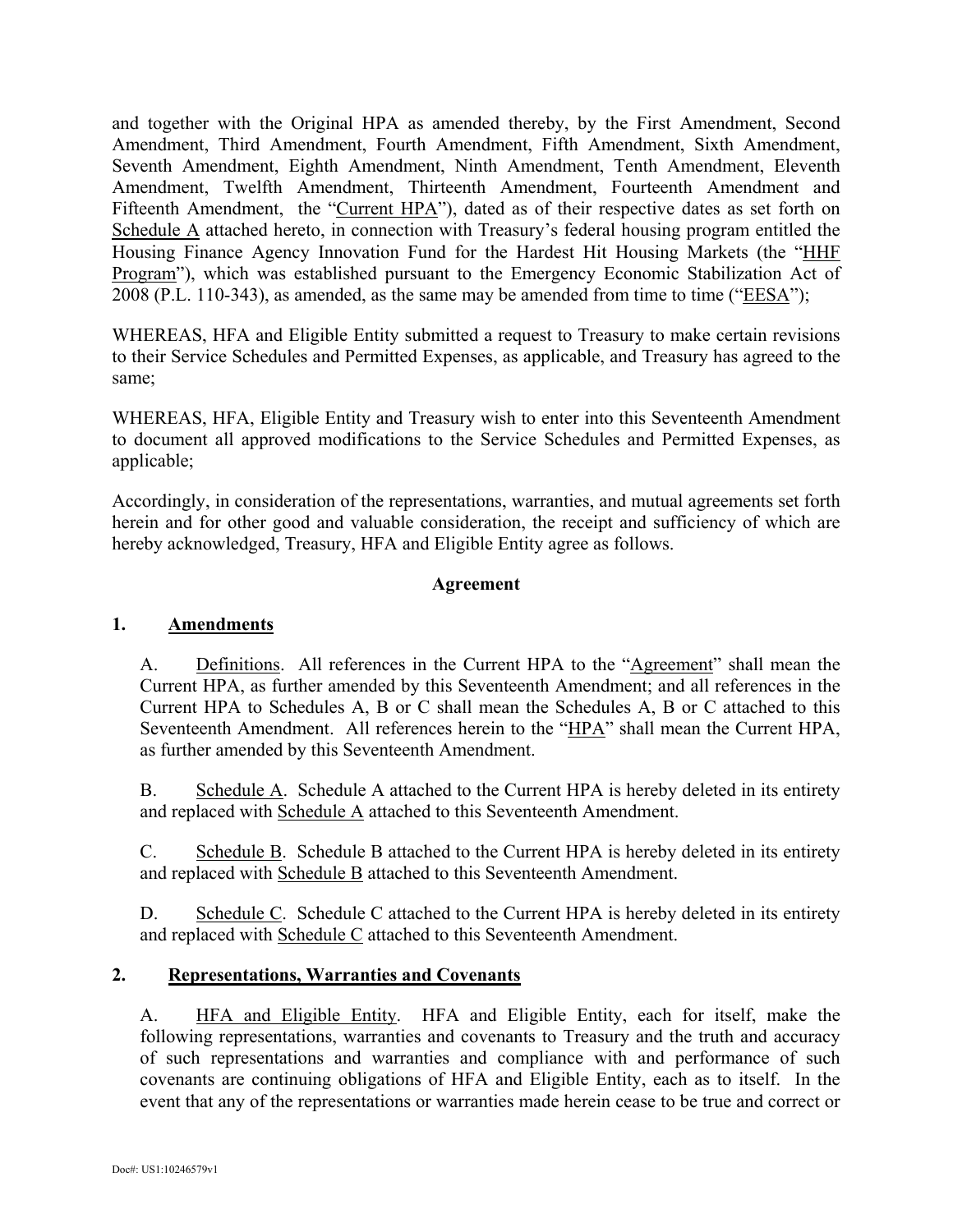and together with the Original HPA as amended thereby, by the First Amendment, Second Amendment, Third Amendment, Fourth Amendment, Fifth Amendment, Sixth Amendment, Seventh Amendment, Eighth Amendment, Ninth Amendment, Tenth Amendment, Eleventh Amendment, Twelfth Amendment, Thirteenth Amendment, Fourteenth Amendment and Fifteenth Amendment, the "Current HPA"), dated as of their respective dates as set forth on Schedule A attached hereto, in connection with Treasury's federal housing program entitled the Housing Finance Agency Innovation Fund for the Hardest Hit Housing Markets (the "HHF Program"), which was established pursuant to the Emergency Economic Stabilization Act of 2008 (P.L. 110-343), as amended, as the same may be amended from time to time ("EESA");

WHEREAS, HFA and Eligible Entity submitted a request to Treasury to make certain revisions to their Service Schedules and Permitted Expenses, as applicable, and Treasury has agreed to the same;

WHEREAS, HFA, Eligible Entity and Treasury wish to enter into this Seventeenth Amendment to document all approved modifications to the Service Schedules and Permitted Expenses, as applicable;

Accordingly, in consideration of the representations, warranties, and mutual agreements set forth herein and for other good and valuable consideration, the receipt and sufficiency of which are hereby acknowledged, Treasury, HFA and Eligible Entity agree as follows.

**Agreement**

## 1. Amendments

A. Definitions. All references in the Current HPA to the "Agreement" shall mean the Current HPA, as further amended by this Seventeenth Amendment; and all references in the Current HPA to Schedules A, B or C shall mean the Schedules A, B or C attached to this Seventeenth Amendment. All references herein to the "HPA" shall mean the Current HPA, as further amended by this Seventeenth Amendment.

B. Schedule A. Schedule A attached to the Current HPA is hereby deleted in its entirety and replaced with Schedule A attached to this Seventeenth Amendment.

C. Schedule B. Schedule B attached to the Current HPA is hereby deleted in its entirety and replaced with Schedule B attached to this Seventeenth Amendment.

D. Schedule C. Schedule C attached to the Current HPA is hereby deleted in its entirety and replaced with Schedule C attached to this Seventeenth Amendment.

## 2. Representations, Warranties and Covenants

A. HFA and Eligible Entity. HFA and Eligible Entity, each for itself, make the following representations, warranties and covenants to Treasury and the truth and accuracy of such representations and warranties and compliance with and performance of such covenants are continuing obligations of HFA and Eligible Entity, each as to itself. In the event that any of the representations or warranties made herein cease to be true and correct or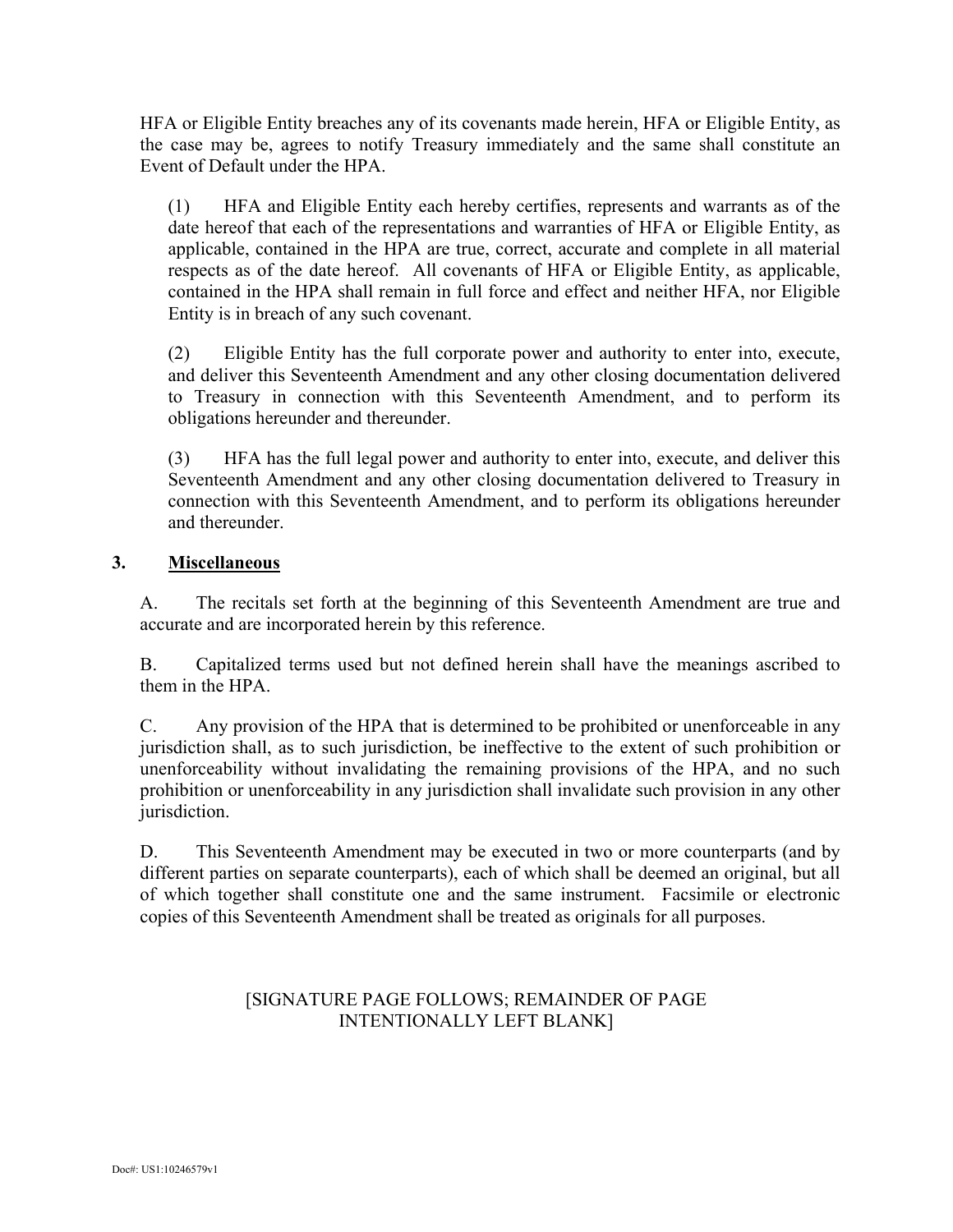HFA or Eligible Entity breaches any of its covenants made herein, HFA or Eligible Entity, as the case may be, agrees to notify Treasury immediately and the same shall constitute an Event of Default under the HPA.

(1) HFA and Eligible Entity each hereby certifies, represents and warrants as of the date hereof that each of the representations and warranties of HFA or Eligible Entity, as applicable, contained in the HPA are true, correct, accurate and complete in all material respects as of the date hereof. All covenants of HFA or Eligible Entity, as applicable, contained in the HPA shall remain in full force and effect and neither HFA, nor Eligible Entity is in breach of any such covenant.

(2) Eligible Entity has the full corporate power and authority to enter into, execute, and deliver this Seventeenth Amendment and any other closing documentation delivered to Treasury in connection with this Seventeenth Amendment, and to perform its obligations hereunder and thereunder.

(3) HFA has the full legal power and authority to enter into, execute, and deliver this Seventeenth Amendment and any other closing documentation delivered to Treasury in connection with this Seventeenth Amendment, and to perform its obligations hereunder and thereunder.

## 3. <u>Miscellaneous</u>

A. The recitals set forth at the beginning of this Seventeenth Amendment are true and accurate and are incorporated herein by this reference.

B. Capitalized terms used but not defined herein shall have the meanings ascribed to them in the HPA.

C. Any provision of the HPA that is determined to be prohibited or unenforceable in any jurisdiction shall, as to such jurisdiction, be ineffective to the extent of such prohibition or unenforceability without invalidating the remaining provisions of the HPA, and no such prohibition or unenforceability in any jurisdiction shall invalidate such provision in any other jurisdiction.

D. This Seventeenth Amendment may be executed in two or more counterparts (and by different parties on separate counterparts), each of which shall be deemed an original, but all of which together shall constitute one and the same instrument. Facsimile or electronic copies of this Seventeenth Amendment shall be treated as originals for all purposes.

[SIGNATURE PAGE FOLLOWS; REMAINDER OF PAGE INTENTIONALLY LEFT BLANK]

Doc#: US1:10246579v1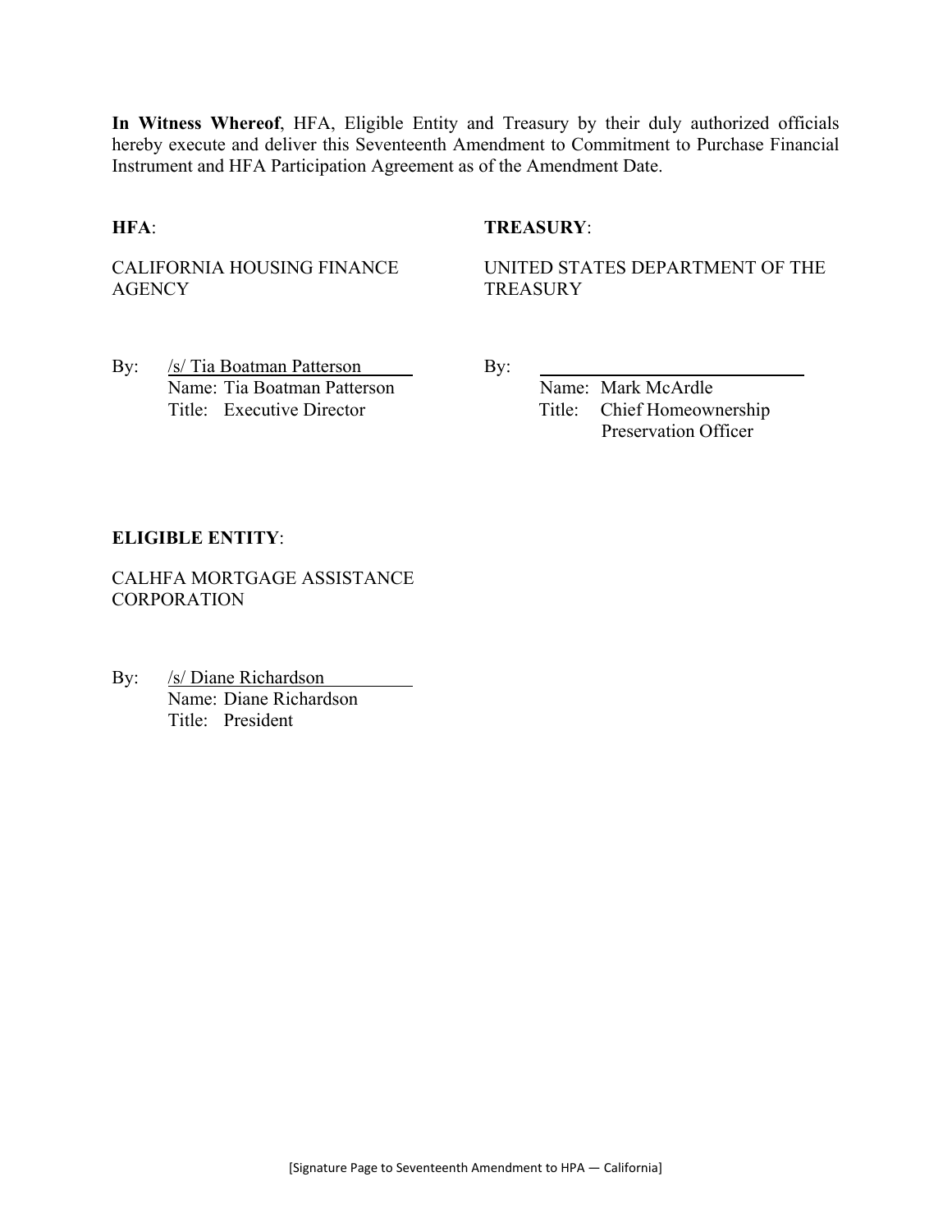**In Witness Whereof**, HFA, Eligible Entity and Treasury by their duly authorized officials hereby execute and deliver this Seventeenth Amendment to Commitment to Purchase Financial Instrument and HFA Participation Agreement as of the Amendment Date.

**HFA**:

CALIFORNIA HOUSING FINANCE AGENCY

By: /s/ Tia Boatman Patterson
Name: Tia Boatman Patterson
Title: Executive Director

**TREASURY**:

UNITED STATES DEPARTMENT OF THE TREASURY

By: ______________________________
Name: Mark McArdle
Title: Chief Homeownership Preservation Officer

**ELIGIBLE ENTITY**:

CALHFA MORTGAGE ASSISTANCE CORPORATION

By: /s/ Diane Richardson
Name: Diane Richardson
Title: President

[Signature Page to Seventeenth Amendment to HPA — California]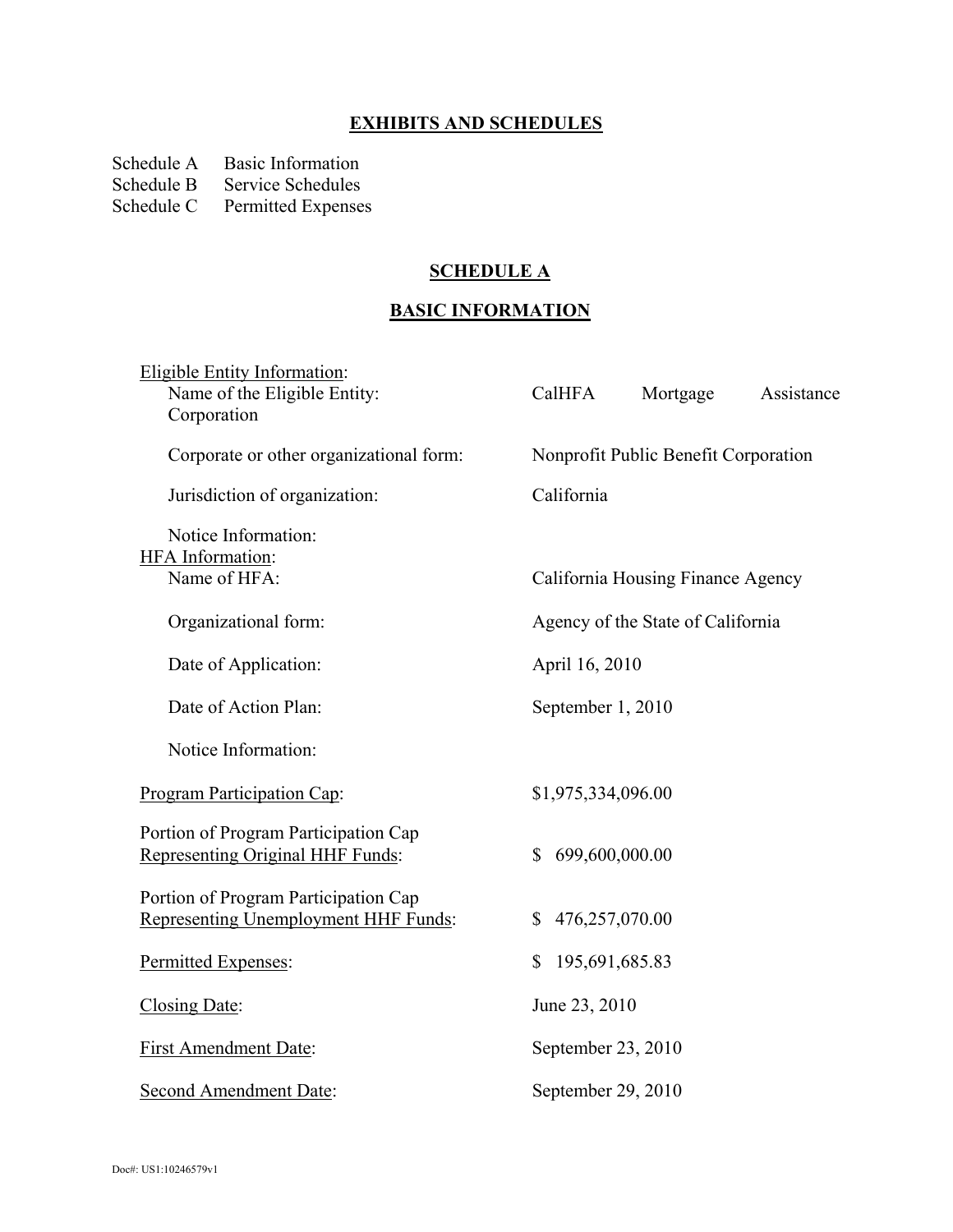## EXHIBITS AND SCHEDULES

Schedule A Basic Information
Schedule B Service Schedules
Schedule C Permitted Expenses

## SCHEDULE A

## BASIC INFORMATION

| | |
|---|---|
| Eligible Entity Information: | |
| Name of the Eligible Entity: | CalHFA Mortgage Assistance Corporation |
| Corporate or other organizational form: | Nonprofit Public Benefit Corporation |
| Jurisdiction of organization: | California |
| Notice Information: | |
| HFA Information: | |
| Name of HFA: | California Housing Finance Agency |
| Organizational form: | Agency of the State of California |
| Date of Application: | April 16, 2010 |
| Date of Action Plan: | September 1, 2010 |
| Notice Information: | |
| Program Participation Cap: | $1,975,334,096.00 |
| Portion of Program Participation Cap Representing Original HHF Funds: | $ 699,600,000.00 |
| Portion of Program Participation Cap Representing Unemployment HHF Funds: | $ 476,257,070.00 |
| Permitted Expenses: | $ 195,691,685.83 |
| Closing Date: | June 23, 2010 |
| First Amendment Date: | September 23, 2010 |
| Second Amendment Date: | September 29, 2010 |

Doc#: US1:10246579v1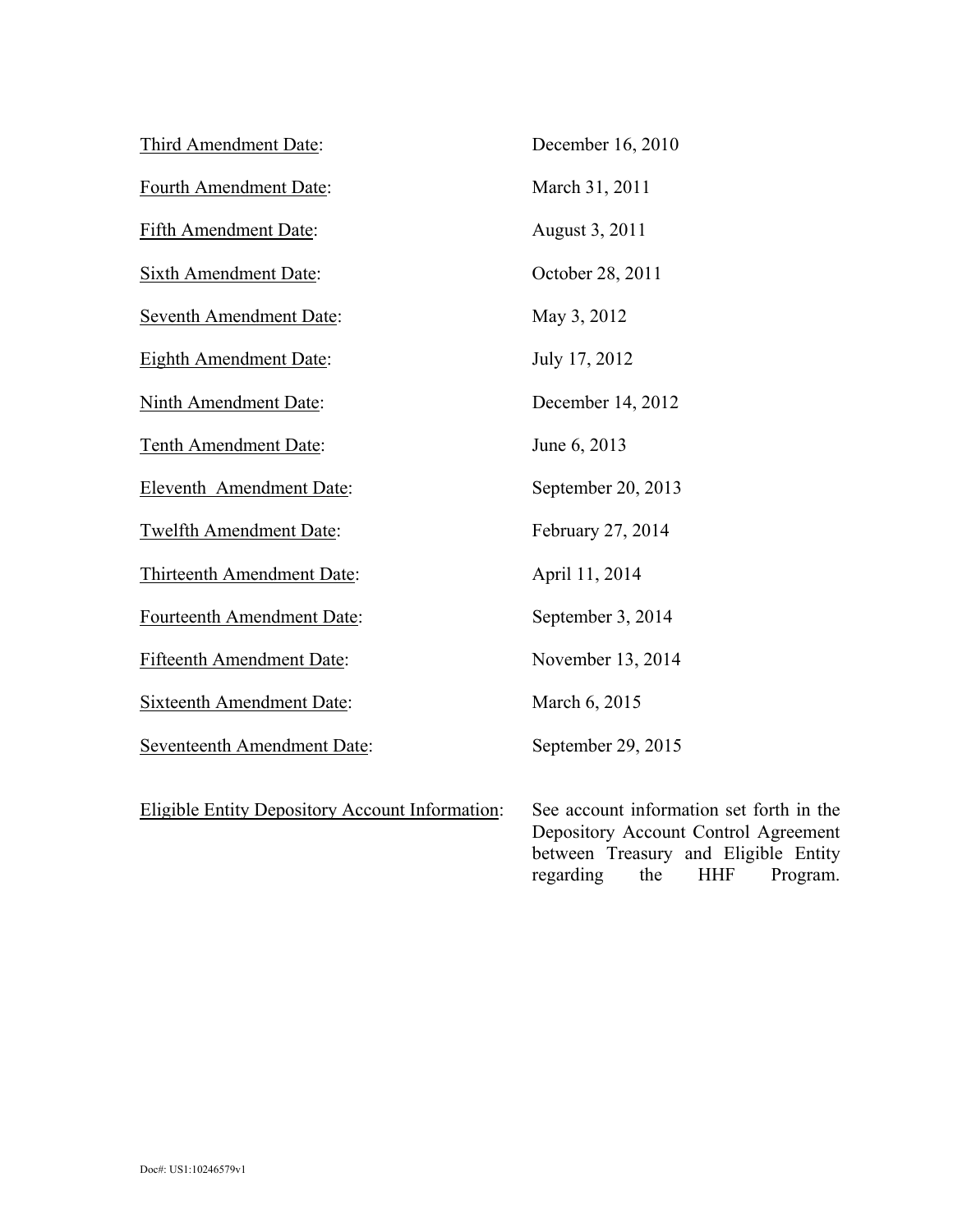| | |
|---|---|
| <u>Third Amendment Date</u>: | December 16, 2010 |
| <u>Fourth Amendment Date</u>: | March 31, 2011 |
| <u>Fifth Amendment Date</u>: | August 3, 2011 |
| <u>Sixth Amendment Date</u>: | October 28, 2011 |
| <u>Seventh Amendment Date</u>: | May 3, 2012 |
| <u>Eighth Amendment Date</u>: | July 17, 2012 |
| <u>Ninth Amendment Date</u>: | December 14, 2012 |
| <u>Tenth Amendment Date</u>: | June 6, 2013 |
| <u>Eleventh Amendment Date</u>: | September 20, 2013 |
| <u>Twelfth Amendment Date</u>: | February 27, 2014 |
| <u>Thirteenth Amendment Date</u>: | April 11, 2014 |
| <u>Fourteenth Amendment Date</u>: | September 3, 2014 |
| <u>Fifteenth Amendment Date</u>: | November 13, 2014 |
| <u>Sixteenth Amendment Date</u>: | March 6, 2015 |
| <u>Seventeenth Amendment Date</u>: | September 29, 2015 |
| <u>Eligible Entity Depository Account Information</u>: | See account information set forth in the Depository Account Control Agreement between Treasury and Eligible Entity regarding the HHF Program. |

Doc#: US1:10246579v1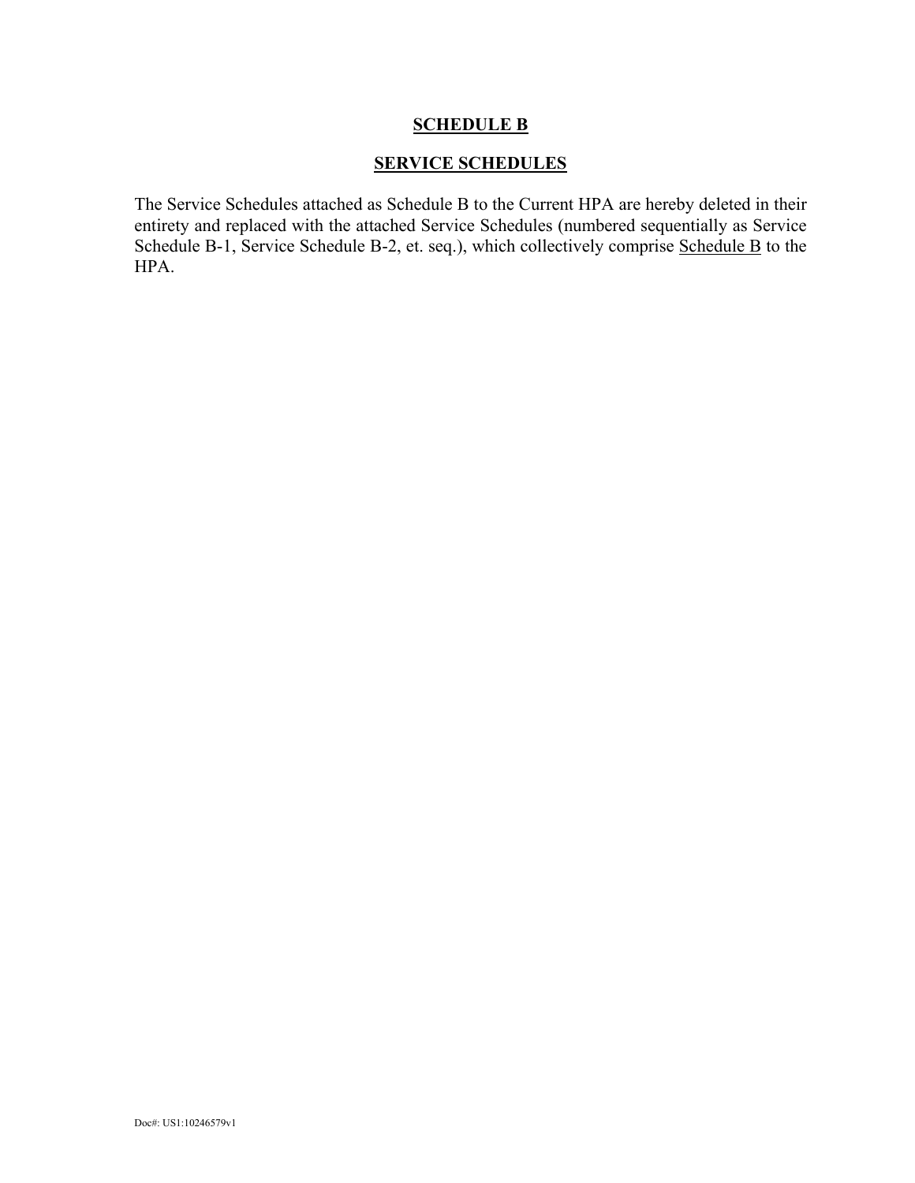# SCHEDULE B

## SERVICE SCHEDULES

The Service Schedules attached as Schedule B to the Current HPA are hereby deleted in their entirety and replaced with the attached Service Schedules (numbered sequentially as Service Schedule B-1, Service Schedule B-2, et. seq.), which collectively comprise Schedule B to the HPA.

Doc#: US1:10246579v1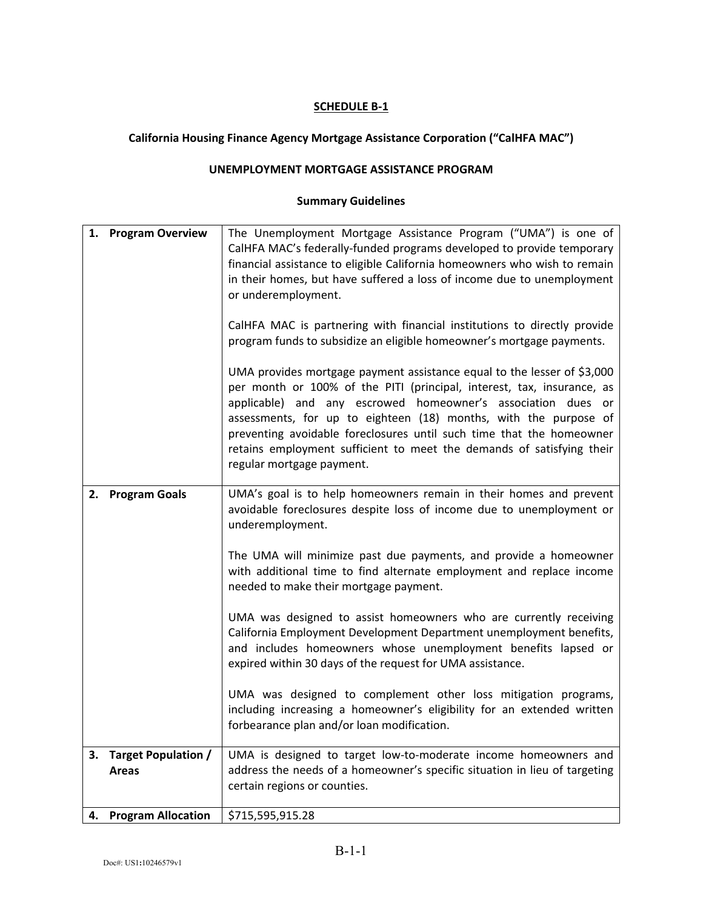**SCHEDULE B-1**

**California Housing Finance Agency Mortgage Assistance Corporation ("CalHFA MAC")**

**UNEMPLOYMENT MORTGAGE ASSISTANCE PROGRAM**

**Summary Guidelines**

| | |
|---|---|
| **1. Program Overview** | The Unemployment Mortgage Assistance Program ("UMA") is one of CalHFA MAC's federally-funded programs developed to provide temporary financial assistance to eligible California homeowners who wish to remain in their homes, but have suffered a loss of income due to unemployment or underemployment.<br><br>CalHFA MAC is partnering with financial institutions to directly provide program funds to subsidize an eligible homeowner's mortgage payments.<br><br>UMA provides mortgage payment assistance equal to the lesser of $3,000 per month or 100% of the PITI (principal, interest, tax, insurance, as applicable) and any escrowed homeowner's association dues or assessments, for up to eighteen (18) months, with the purpose of preventing avoidable foreclosures until such time that the homeowner retains employment sufficient to meet the demands of satisfying their regular mortgage payment. |
| **2. Program Goals** | UMA's goal is to help homeowners remain in their homes and prevent avoidable foreclosures despite loss of income due to unemployment or underemployment.<br><br>The UMA will minimize past due payments, and provide a homeowner with additional time to find alternate employment and replace income needed to make their mortgage payment.<br><br>UMA was designed to assist homeowners who are currently receiving California Employment Development Department unemployment benefits, and includes homeowners whose unemployment benefits lapsed or expired within 30 days of the request for UMA assistance.<br><br>UMA was designed to complement other loss mitigation programs, including increasing a homeowner's eligibility for an extended written forbearance plan and/or loan modification. |
| **3. Target Population / Areas** | UMA is designed to target low-to-moderate income homeowners and address the needs of a homeowner's specific situation in lieu of targeting certain regions or counties. |
| **4. Program Allocation** | $715,595,915.28 |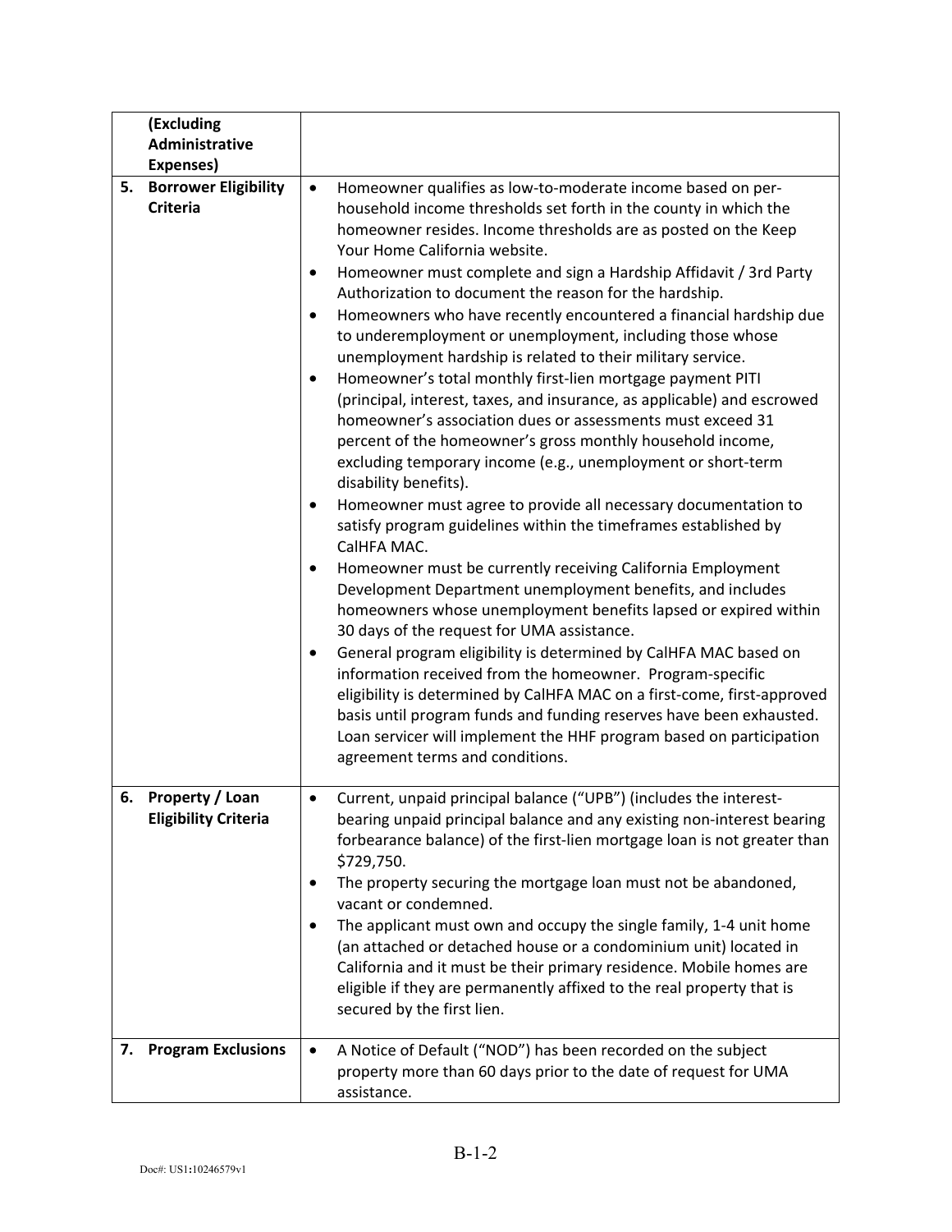| | | |
|---|---|---|
| | (Excluding Administrative Expenses) | |
| 5. | Borrower Eligibility Criteria | • Homeowner qualifies as low-to-moderate income based on per-household income thresholds set forth in the county in which the homeowner resides. Income thresholds are as posted on the Keep Your Home California website.<br>• Homeowner must complete and sign a Hardship Affidavit / 3rd Party Authorization to document the reason for the hardship.<br>• Homeowners who have recently encountered a financial hardship due to underemployment or unemployment, including those whose unemployment hardship is related to their military service.<br>• Homeowner's total monthly first-lien mortgage payment PITI (principal, interest, taxes, and insurance, as applicable) and escrowed homeowner's association dues or assessments must exceed 31 percent of the homeowner's gross monthly household income, excluding temporary income (e.g., unemployment or short-term disability benefits).<br>• Homeowner must agree to provide all necessary documentation to satisfy program guidelines within the timeframes established by CalHFA MAC.<br>• Homeowner must be currently receiving California Employment Development Department unemployment benefits, and includes homeowners whose unemployment benefits lapsed or expired within 30 days of the request for UMA assistance.<br>• General program eligibility is determined by CalHFA MAC based on information received from the homeowner. Program-specific eligibility is determined by CalHFA MAC on a first-come, first-approved basis until program funds and funding reserves have been exhausted. Loan servicer will implement the HHF program based on participation agreement terms and conditions. |
| 6. | Property / Loan Eligibility Criteria | • Current, unpaid principal balance ("UPB") (includes the interest-bearing unpaid principal balance and any existing non-interest bearing forbearance balance) of the first-lien mortgage loan is not greater than $729,750.<br>• The property securing the mortgage loan must not be abandoned, vacant or condemned.<br>• The applicant must own and occupy the single family, 1-4 unit home (an attached or detached house or a condominium unit) located in California and it must be their primary residence. Mobile homes are eligible if they are permanently affixed to the real property that is secured by the first lien. |
| 7. | Program Exclusions | • A Notice of Default ("NOD") has been recorded on the subject property more than 60 days prior to the date of request for UMA assistance. |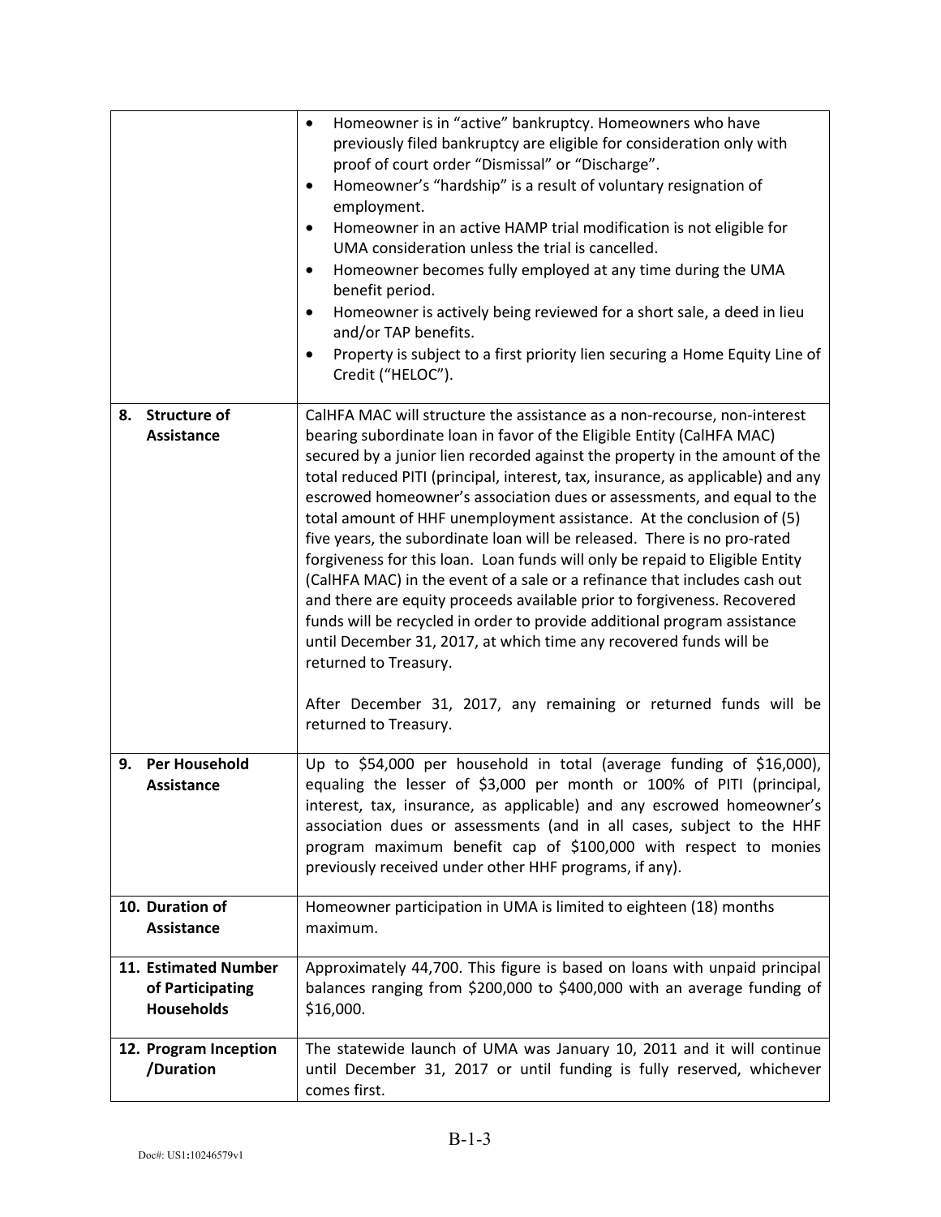| | |
|---|---|
| | • Homeowner is in "active" bankruptcy. Homeowners who have previously filed bankruptcy are eligible for consideration only with proof of court order "Dismissal" or "Discharge".<br>• Homeowner's "hardship" is a result of voluntary resignation of employment.<br>• Homeowner in an active HAMP trial modification is not eligible for UMA consideration unless the trial is cancelled.<br>• Homeowner becomes fully employed at any time during the UMA benefit period.<br>• Homeowner is actively being reviewed for a short sale, a deed in lieu and/or TAP benefits.<br>• Property is subject to a first priority lien securing a Home Equity Line of Credit ("HELOC"). |
| **8. Structure of Assistance** | CalHFA MAC will structure the assistance as a non-recourse, non-interest bearing subordinate loan in favor of the Eligible Entity (CalHFA MAC) secured by a junior lien recorded against the property in the amount of the total reduced PITI (principal, interest, tax, insurance, as applicable) and any escrowed homeowner's association dues or assessments, and equal to the total amount of HHF unemployment assistance. At the conclusion of (5) five years, the subordinate loan will be released. There is no pro-rated forgiveness for this loan. Loan funds will only be repaid to Eligible Entity (CalHFA MAC) in the event of a sale or a refinance that includes cash out and there are equity proceeds available prior to forgiveness. Recovered funds will be recycled in order to provide additional program assistance until December 31, 2017, at which time any recovered funds will be returned to Treasury.<br><br>After December 31, 2017, any remaining or returned funds will be returned to Treasury. |
| **9. Per Household Assistance** | Up to $54,000 per household in total (average funding of $16,000), equaling the lesser of $3,000 per month or 100% of PITI (principal, interest, tax, insurance, as applicable) and any escrowed homeowner's association dues or assessments (and in all cases, subject to the HHF program maximum benefit cap of $100,000 with respect to monies previously received under other HHF programs, if any). |
| **10. Duration of Assistance** | Homeowner participation in UMA is limited to eighteen (18) months maximum. |
| **11. Estimated Number of Participating Households** | Approximately 44,700. This figure is based on loans with unpaid principal balances ranging from $200,000 to $400,000 with an average funding of $16,000. |
| **12. Program Inception /Duration** | The statewide launch of UMA was January 10, 2011 and it will continue until December 31, 2017 or until funding is fully reserved, whichever comes first. |

B-1-3

Doc#: US1:10246579v1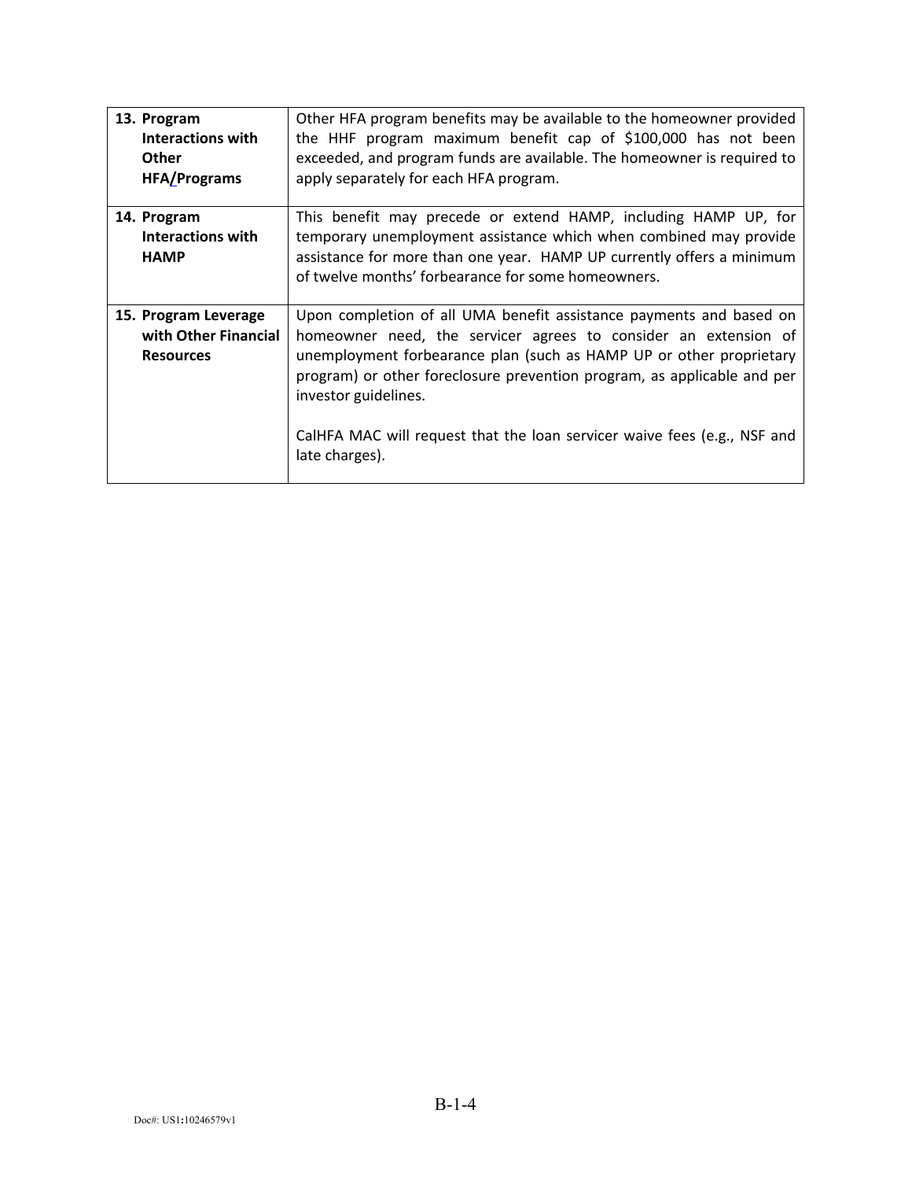| | |
|---|---|
| **13. Program Interactions with Other HFA/Programs** | Other HFA program benefits may be available to the homeowner provided the HHF program maximum benefit cap of $100,000 has not been exceeded, and program funds are available. The homeowner is required to apply separately for each HFA program. |
| **14. Program Interactions with HAMP** | This benefit may precede or extend HAMP, including HAMP UP, for temporary unemployment assistance which when combined may provide assistance for more than one year. HAMP UP currently offers a minimum of twelve months' forbearance for some homeowners. |
| **15. Program Leverage with Other Financial Resources** | Upon completion of all UMA benefit assistance payments and based on homeowner need, the servicer agrees to consider an extension of unemployment forbearance plan (such as HAMP UP or other proprietary program) or other foreclosure prevention program, as applicable and per investor guidelines.<br><br>CalHFA MAC will request that the loan servicer waive fees (e.g., NSF and late charges). |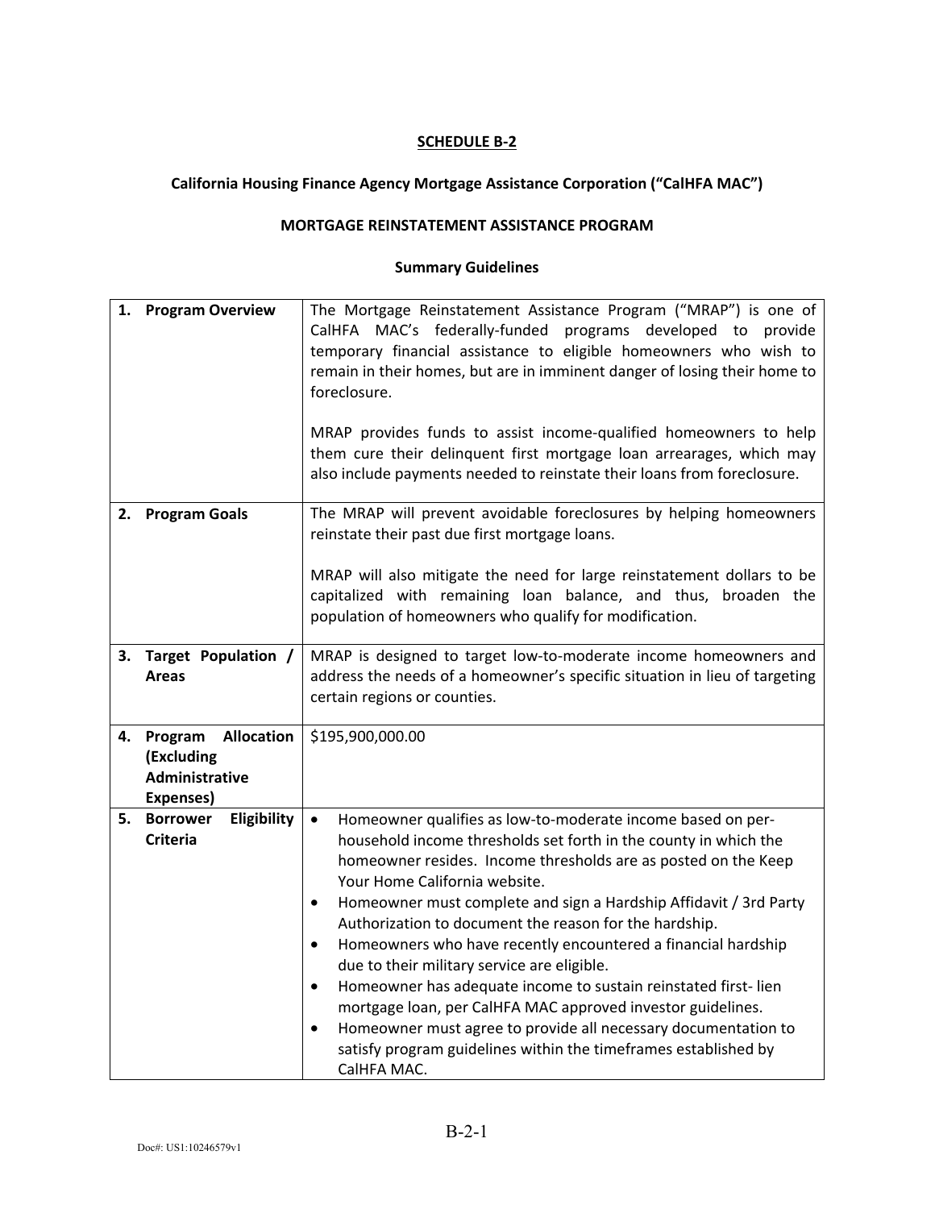**SCHEDULE B-2**

**California Housing Finance Agency Mortgage Assistance Corporation ("CalHFA MAC")**

**MORTGAGE REINSTATEMENT ASSISTANCE PROGRAM**

**Summary Guidelines**

| | |
|---|---|
| **1. Program Overview** | The Mortgage Reinstatement Assistance Program ("MRAP") is one of CalHFA MAC's federally-funded programs developed to provide temporary financial assistance to eligible homeowners who wish to remain in their homes, but are in imminent danger of losing their home to foreclosure.<br><br>MRAP provides funds to assist income-qualified homeowners to help them cure their delinquent first mortgage loan arrearages, which may also include payments needed to reinstate their loans from foreclosure. |
| **2. Program Goals** | The MRAP will prevent avoidable foreclosures by helping homeowners reinstate their past due first mortgage loans.<br><br>MRAP will also mitigate the need for large reinstatement dollars to be capitalized with remaining loan balance, and thus, broaden the population of homeowners who qualify for modification. |
| **3. Target Population / Areas** | MRAP is designed to target low-to-moderate income homeowners and address the needs of a homeowner's specific situation in lieu of targeting certain regions or counties. |
| **4. Program Allocation (Excluding Administrative Expenses)** | $195,900,000.00 |
| **5. Borrower Eligibility Criteria** | • Homeowner qualifies as low-to-moderate income based on per-household income thresholds set forth in the county in which the homeowner resides. Income thresholds are as posted on the Keep Your Home California website.<br>• Homeowner must complete and sign a Hardship Affidavit / 3rd Party Authorization to document the reason for the hardship.<br>• Homeowners who have recently encountered a financial hardship due to their military service are eligible.<br>• Homeowner has adequate income to sustain reinstated first- lien mortgage loan, per CalHFA MAC approved investor guidelines.<br>• Homeowner must agree to provide all necessary documentation to satisfy program guidelines within the timeframes established by CalHFA MAC. |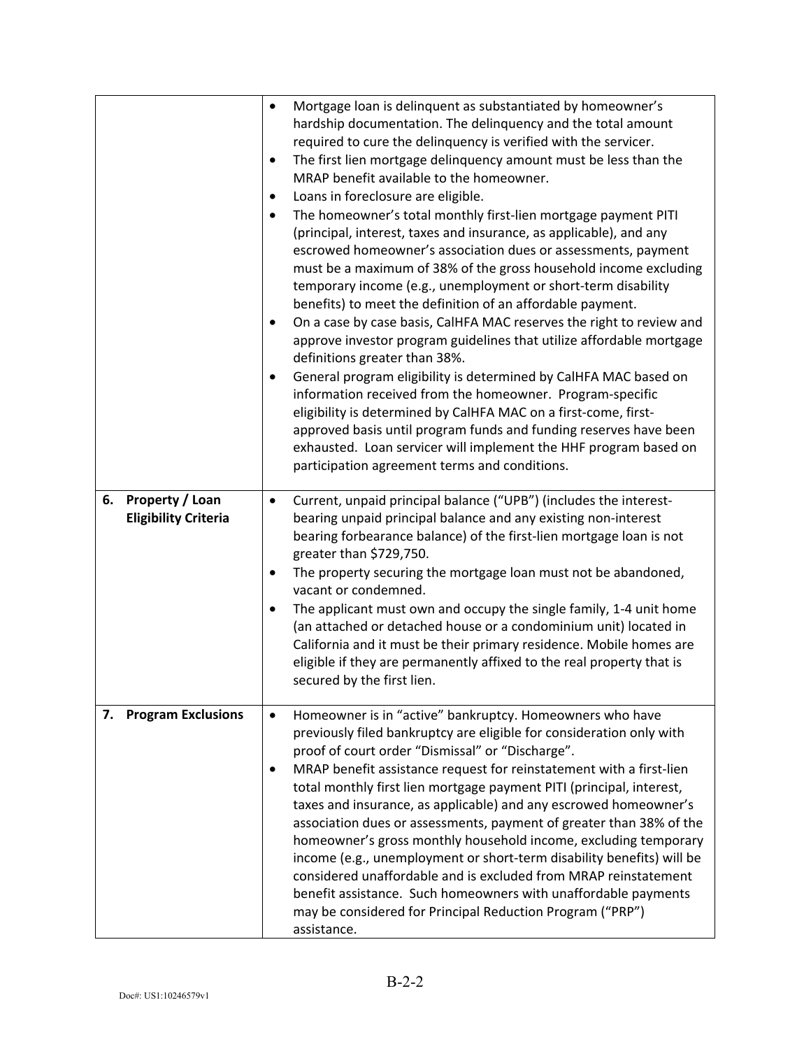| | |
|---|---|
| | • Mortgage loan is delinquent as substantiated by homeowner's hardship documentation. The delinquency and the total amount required to cure the delinquency is verified with the servicer.<br>• The first lien mortgage delinquency amount must be less than the MRAP benefit available to the homeowner.<br>• Loans in foreclosure are eligible.<br>• The homeowner's total monthly first-lien mortgage payment PITI (principal, interest, taxes and insurance, as applicable), and any escrowed homeowner's association dues or assessments, payment must be a maximum of 38% of the gross household income excluding temporary income (e.g., unemployment or short-term disability benefits) to meet the definition of an affordable payment.<br>• On a case by case basis, CalHFA MAC reserves the right to review and approve investor program guidelines that utilize affordable mortgage definitions greater than 38%.<br>• General program eligibility is determined by CalHFA MAC based on information received from the homeowner. Program-specific eligibility is determined by CalHFA MAC on a first-come, first-approved basis until program funds and funding reserves have been exhausted. Loan servicer will implement the HHF program based on participation agreement terms and conditions. |
| **6. Property / Loan Eligibility Criteria** | • Current, unpaid principal balance ("UPB") (includes the interest-bearing unpaid principal balance and any existing non-interest bearing forbearance balance) of the first-lien mortgage loan is not greater than $729,750.<br>• The property securing the mortgage loan must not be abandoned, vacant or condemned.<br>• The applicant must own and occupy the single family, 1-4 unit home (an attached or detached house or a condominium unit) located in California and it must be their primary residence. Mobile homes are eligible if they are permanently affixed to the real property that is secured by the first lien. |
| **7. Program Exclusions** | • Homeowner is in "active" bankruptcy. Homeowners who have previously filed bankruptcy are eligible for consideration only with proof of court order "Dismissal" or "Discharge".<br>• MRAP benefit assistance request for reinstatement with a first-lien total monthly first lien mortgage payment PITI (principal, interest, taxes and insurance, as applicable) and any escrowed homeowner's association dues or assessments, payment of greater than 38% of the homeowner's gross monthly household income, excluding temporary income (e.g., unemployment or short-term disability benefits) will be considered unaffordable and is excluded from MRAP reinstatement benefit assistance. Such homeowners with unaffordable payments may be considered for Principal Reduction Program ("PRP") assistance. |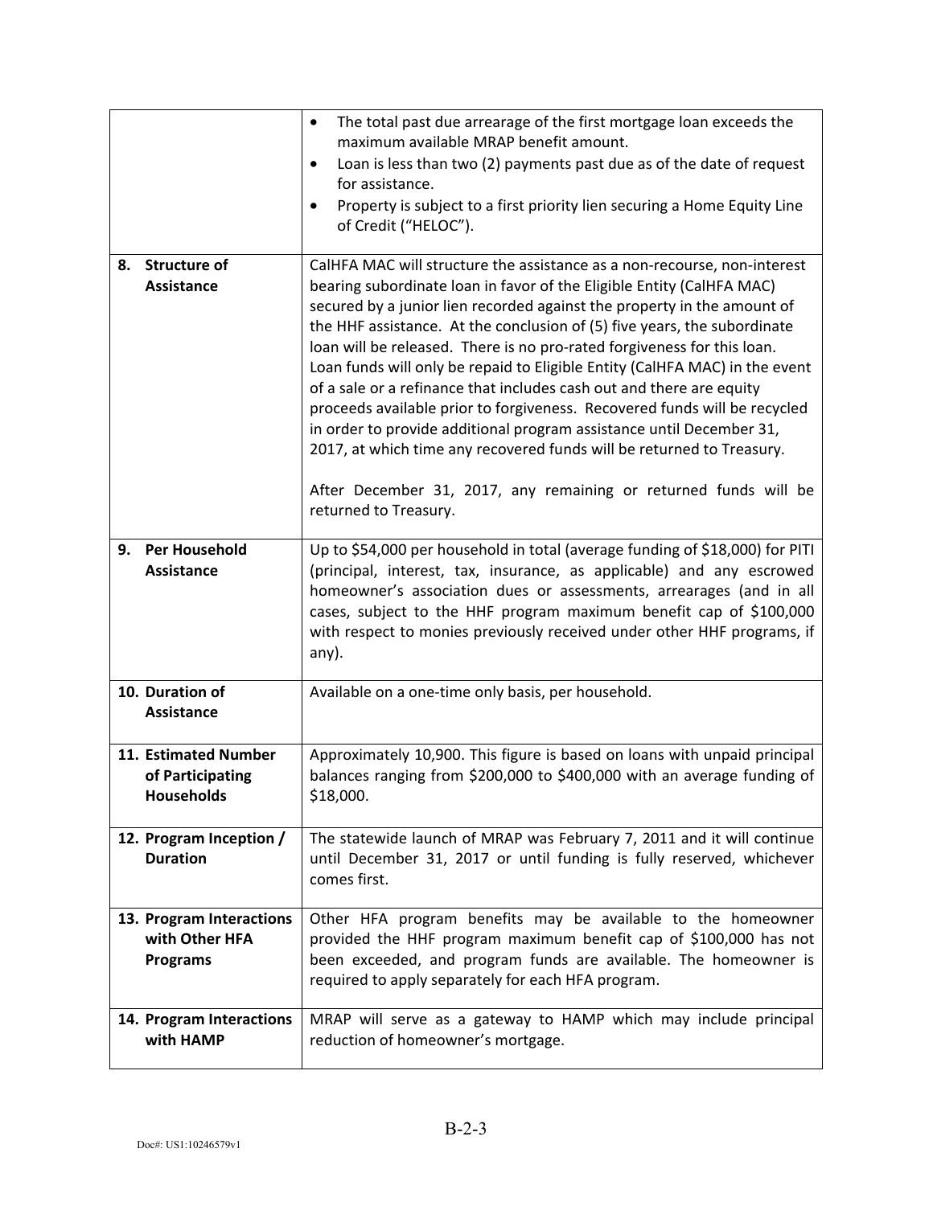| | |
|---|---|
| | • The total past due arrearage of the first mortgage loan exceeds the maximum available MRAP benefit amount.<br>• Loan is less than two (2) payments past due as of the date of request for assistance.<br>• Property is subject to a first priority lien securing a Home Equity Line of Credit ("HELOC"). |
| **8. Structure of Assistance** | CalHFA MAC will structure the assistance as a non-recourse, non-interest bearing subordinate loan in favor of the Eligible Entity (CalHFA MAC) secured by a junior lien recorded against the property in the amount of the HHF assistance. At the conclusion of (5) five years, the subordinate loan will be released. There is no pro-rated forgiveness for this loan. Loan funds will only be repaid to Eligible Entity (CalHFA MAC) in the event of a sale or a refinance that includes cash out and there are equity proceeds available prior to forgiveness. Recovered funds will be recycled in order to provide additional program assistance until December 31, 2017, at which time any recovered funds will be returned to Treasury.<br><br>After December 31, 2017, any remaining or returned funds will be returned to Treasury. |
| **9. Per Household Assistance** | Up to $54,000 per household in total (average funding of $18,000) for PITI (principal, interest, tax, insurance, as applicable) and any escrowed homeowner's association dues or assessments, arrearages (and in all cases, subject to the HHF program maximum benefit cap of $100,000 with respect to monies previously received under other HHF programs, if any). |
| **10. Duration of Assistance** | Available on a one-time only basis, per household. |
| **11. Estimated Number of Participating Households** | Approximately 10,900. This figure is based on loans with unpaid principal balances ranging from $200,000 to $400,000 with an average funding of $18,000. |
| **12. Program Inception / Duration** | The statewide launch of MRAP was February 7, 2011 and it will continue until December 31, 2017 or until funding is fully reserved, whichever comes first. |
| **13. Program Interactions with Other HFA Programs** | Other HFA program benefits may be available to the homeowner provided the HHF program maximum benefit cap of $100,000 has not been exceeded, and program funds are available. The homeowner is required to apply separately for each HFA program. |
| **14. Program Interactions with HAMP** | MRAP will serve as a gateway to HAMP which may include principal reduction of homeowner's mortgage. |

B-2-3

Doc#: US1:10246579v1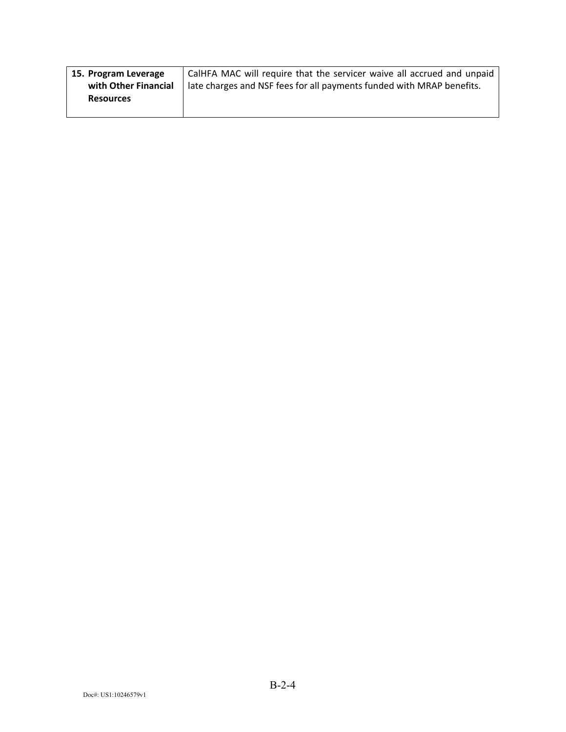| | |
|---|---|
| **15. Program Leverage with Other Financial Resources** | CalHFA MAC will require that the servicer waive all accrued and unpaid late charges and NSF fees for all payments funded with MRAP benefits. |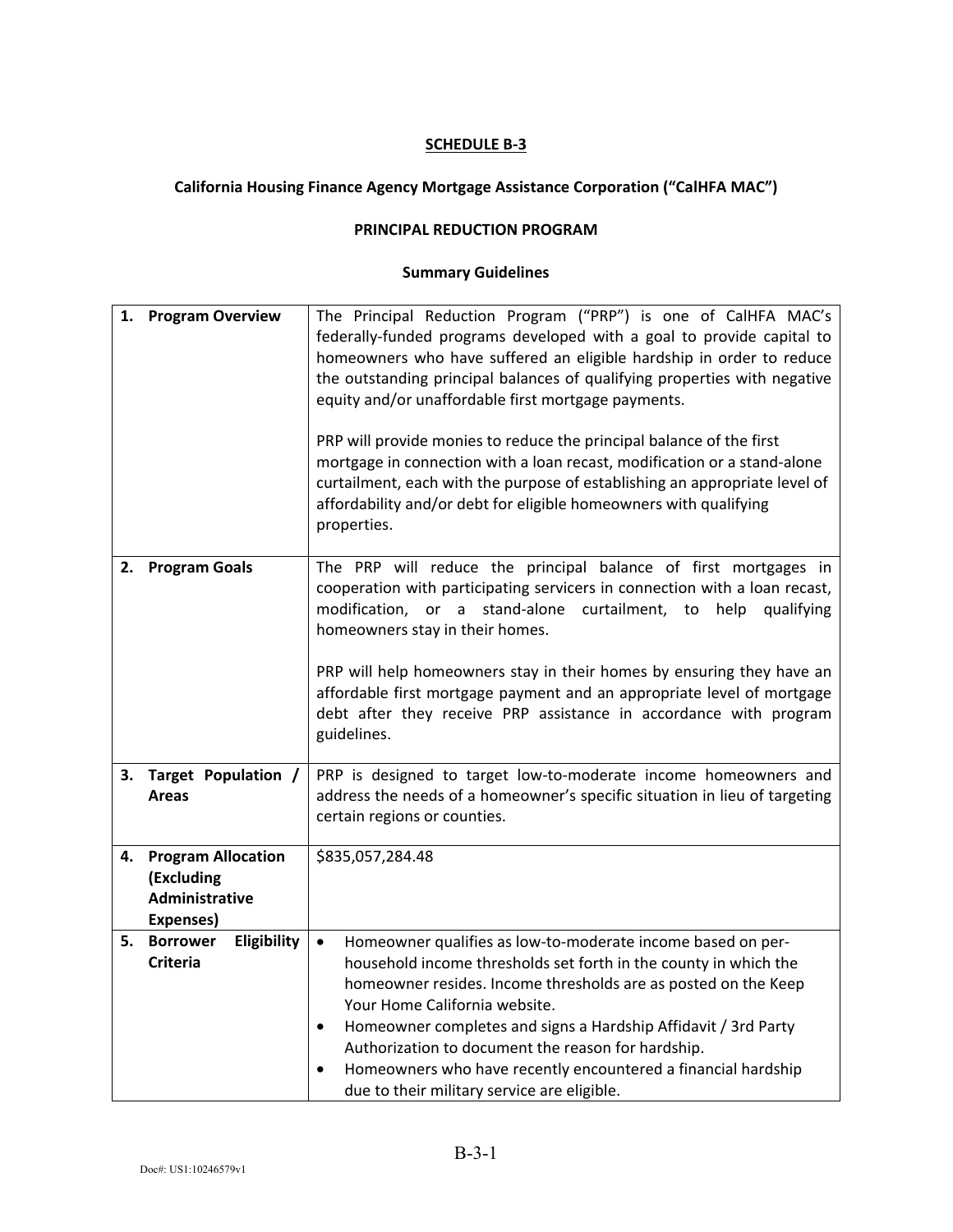**SCHEDULE B-3**

**California Housing Finance Agency Mortgage Assistance Corporation ("CalHFA MAC")**

**PRINCIPAL REDUCTION PROGRAM**

**Summary Guidelines**

| | |
|---|---|
| **1. Program Overview** | The Principal Reduction Program ("PRP") is one of CalHFA MAC's federally-funded programs developed with a goal to provide capital to homeowners who have suffered an eligible hardship in order to reduce the outstanding principal balances of qualifying properties with negative equity and/or unaffordable first mortgage payments.<br><br>PRP will provide monies to reduce the principal balance of the first mortgage in connection with a loan recast, modification or a stand-alone curtailment, each with the purpose of establishing an appropriate level of affordability and/or debt for eligible homeowners with qualifying properties. |
| **2. Program Goals** | The PRP will reduce the principal balance of first mortgages in cooperation with participating servicers in connection with a loan recast, modification, or a stand-alone curtailment, to help qualifying homeowners stay in their homes.<br><br>PRP will help homeowners stay in their homes by ensuring they have an affordable first mortgage payment and an appropriate level of mortgage debt after they receive PRP assistance in accordance with program guidelines. |
| **3. Target Population / Areas** | PRP is designed to target low-to-moderate income homeowners and address the needs of a homeowner's specific situation in lieu of targeting certain regions or counties. |
| **4. Program Allocation (Excluding Administrative Expenses)** | $835,057,284.48 |
| **5. Borrower Eligibility Criteria** | • Homeowner qualifies as low-to-moderate income based on per-household income thresholds set forth in the county in which the homeowner resides. Income thresholds are as posted on the Keep Your Home California website.<br>• Homeowner completes and signs a Hardship Affidavit / 3rd Party Authorization to document the reason for hardship.<br>• Homeowners who have recently encountered a financial hardship due to their military service are eligible. |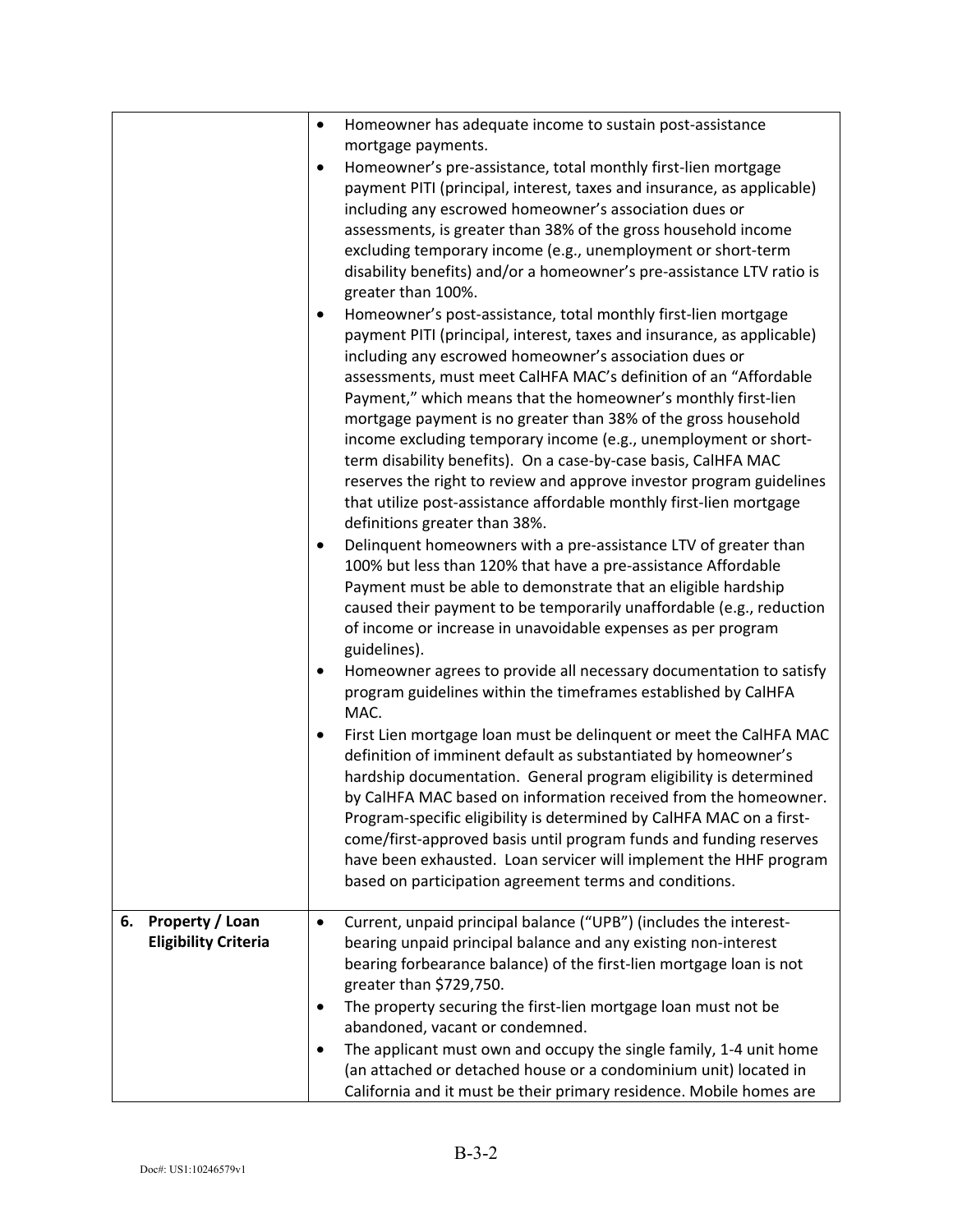| | |
|---|---|
| | • Homeowner has adequate income to sustain post-assistance mortgage payments.<br>• Homeowner's pre-assistance, total monthly first-lien mortgage payment PITI (principal, interest, taxes and insurance, as applicable) including any escrowed homeowner's association dues or assessments, is greater than 38% of the gross household income excluding temporary income (e.g., unemployment or short-term disability benefits) and/or a homeowner's pre-assistance LTV ratio is greater than 100%.<br>• Homeowner's post-assistance, total monthly first-lien mortgage payment PITI (principal, interest, taxes and insurance, as applicable) including any escrowed homeowner's association dues or assessments, must meet CalHFA MAC's definition of an "Affordable Payment," which means that the homeowner's monthly first-lien mortgage payment is no greater than 38% of the gross household income excluding temporary income (e.g., unemployment or short-term disability benefits). On a case-by-case basis, CalHFA MAC reserves the right to review and approve investor program guidelines that utilize post-assistance affordable monthly first-lien mortgage definitions greater than 38%.<br>• Delinquent homeowners with a pre-assistance LTV of greater than 100% but less than 120% that have a pre-assistance Affordable Payment must be able to demonstrate that an eligible hardship caused their payment to be temporarily unaffordable (e.g., reduction of income or increase in unavoidable expenses as per program guidelines).<br>• Homeowner agrees to provide all necessary documentation to satisfy program guidelines within the timeframes established by CalHFA MAC.<br>• First Lien mortgage loan must be delinquent or meet the CalHFA MAC definition of imminent default as substantiated by homeowner's hardship documentation. General program eligibility is determined by CalHFA MAC based on information received from the homeowner. Program-specific eligibility is determined by CalHFA MAC on a first-come/first-approved basis until program funds and funding reserves have been exhausted. Loan servicer will implement the HHF program based on participation agreement terms and conditions. |
| **6. Property / Loan Eligibility Criteria** | • Current, unpaid principal balance ("UPB") (includes the interest-bearing unpaid principal balance and any existing non-interest bearing forbearance balance) of the first-lien mortgage loan is not greater than $729,750.<br>• The property securing the first-lien mortgage loan must not be abandoned, vacant or condemned.<br>• The applicant must own and occupy the single family, 1-4 unit home (an attached or detached house or a condominium unit) located in California and it must be their primary residence. Mobile homes are |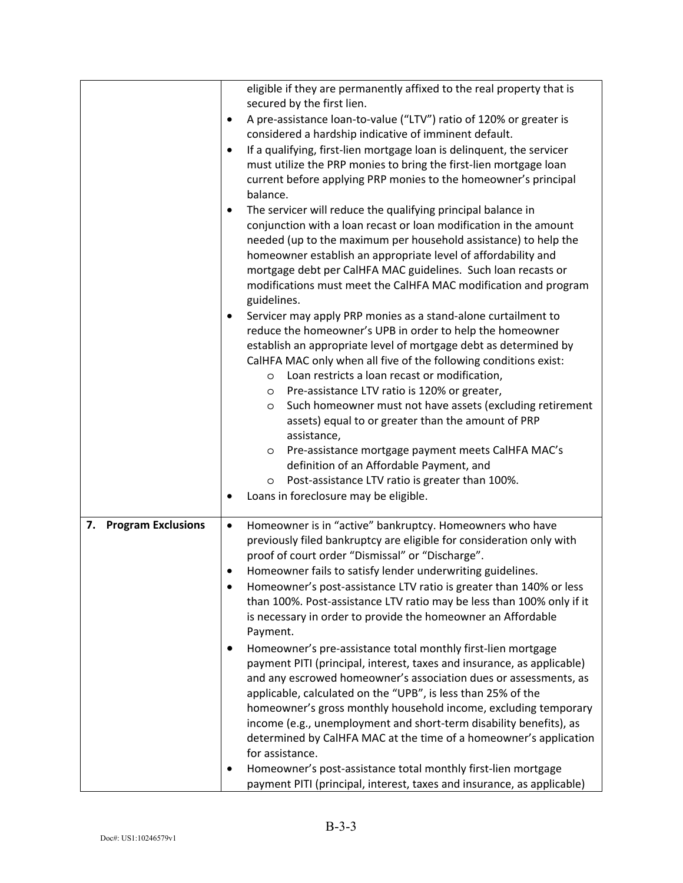| | |
|---|---|
| | eligible if they are permanently affixed to the real property that is secured by the first lien.<br>• A pre-assistance loan-to-value ("LTV") ratio of 120% or greater is considered a hardship indicative of imminent default.<br>• If a qualifying, first-lien mortgage loan is delinquent, the servicer must utilize the PRP monies to bring the first-lien mortgage loan current before applying PRP monies to the homeowner's principal balance.<br>• The servicer will reduce the qualifying principal balance in conjunction with a loan recast or loan modification in the amount needed (up to the maximum per household assistance) to help the homeowner establish an appropriate level of affordability and mortgage debt per CalHFA MAC guidelines. Such loan recasts or modifications must meet the CalHFA MAC modification and program guidelines.<br>• Servicer may apply PRP monies as a stand-alone curtailment to reduce the homeowner's UPB in order to help the homeowner establish an appropriate level of mortgage debt as determined by CalHFA MAC only when all five of the following conditions exist:<br>&nbsp;&nbsp;&nbsp;&nbsp;o Loan restricts a loan recast or modification,<br>&nbsp;&nbsp;&nbsp;&nbsp;o Pre-assistance LTV ratio is 120% or greater,<br>&nbsp;&nbsp;&nbsp;&nbsp;o Such homeowner must not have assets (excluding retirement assets) equal to or greater than the amount of PRP assistance,<br>&nbsp;&nbsp;&nbsp;&nbsp;o Pre-assistance mortgage payment meets CalHFA MAC's definition of an Affordable Payment, and<br>&nbsp;&nbsp;&nbsp;&nbsp;o Post-assistance LTV ratio is greater than 100%.<br>• Loans in foreclosure may be eligible. |
| **7. Program Exclusions** | • Homeowner is in "active" bankruptcy. Homeowners who have previously filed bankruptcy are eligible for consideration only with proof of court order "Dismissal" or "Discharge".<br>• Homeowner fails to satisfy lender underwriting guidelines.<br>• Homeowner's post-assistance LTV ratio is greater than 140% or less than 100%. Post-assistance LTV ratio may be less than 100% only if it is necessary in order to provide the homeowner an Affordable Payment.<br>• Homeowner's pre-assistance total monthly first-lien mortgage payment PITI (principal, interest, taxes and insurance, as applicable) and any escrowed homeowner's association dues or assessments, as applicable, calculated on the "UPB", is less than 25% of the homeowner's gross monthly household income, excluding temporary income (e.g., unemployment and short-term disability benefits), as determined by CalHFA MAC at the time of a homeowner's application for assistance.<br>• Homeowner's post-assistance total monthly first-lien mortgage payment PITI (principal, interest, taxes and insurance, as applicable) |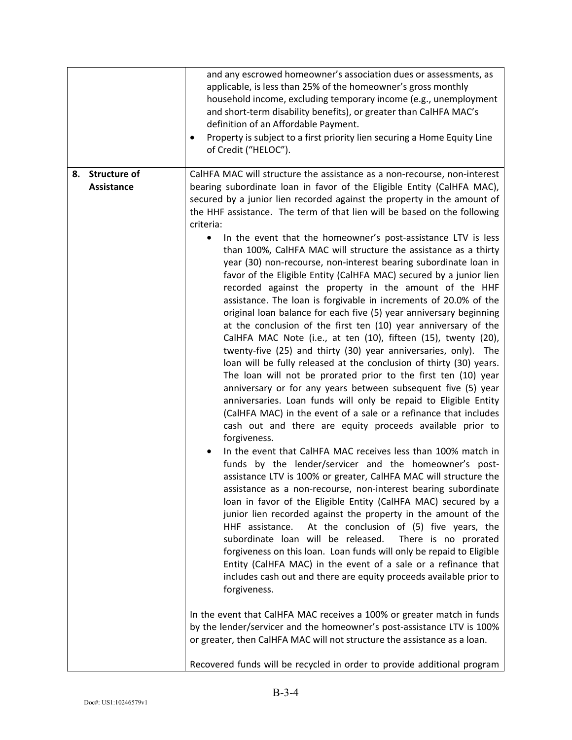| | |
|---|---|
| | and any escrowed homeowner's association dues or assessments, as applicable, is less than 25% of the homeowner's gross monthly household income, excluding temporary income (e.g., unemployment and short-term disability benefits), or greater than CalHFA MAC's definition of an Affordable Payment.<br>• Property is subject to a first priority lien securing a Home Equity Line of Credit ("HELOC"). |
| **8. Structure of Assistance** | CalHFA MAC will structure the assistance as a non-recourse, non-interest bearing subordinate loan in favor of the Eligible Entity (CalHFA MAC), secured by a junior lien recorded against the property in the amount of the HHF assistance. The term of that lien will be based on the following criteria:<br>• In the event that the homeowner's post-assistance LTV is less than 100%, CalHFA MAC will structure the assistance as a thirty year (30) non-recourse, non-interest bearing subordinate loan in favor of the Eligible Entity (CalHFA MAC) secured by a junior lien recorded against the property in the amount of the HHF assistance. The loan is forgivable in increments of 20.0% of the original loan balance for each five (5) year anniversary beginning at the conclusion of the first ten (10) year anniversary of the CalHFA MAC Note (i.e., at ten (10), fifteen (15), twenty (20), twenty-five (25) and thirty (30) year anniversaries, only). The loan will be fully released at the conclusion of thirty (30) years. The loan will not be prorated prior to the first ten (10) year anniversary or for any years between subsequent five (5) year anniversaries. Loan funds will only be repaid to Eligible Entity (CalHFA MAC) in the event of a sale or a refinance that includes cash out and there are equity proceeds available prior to forgiveness.<br>• In the event that CalHFA MAC receives less than 100% match in funds by the lender/servicer and the homeowner's post-assistance LTV is 100% or greater, CalHFA MAC will structure the assistance as a non-recourse, non-interest bearing subordinate loan in favor of the Eligible Entity (CalHFA MAC) secured by a junior lien recorded against the property in the amount of the HHF assistance. At the conclusion of (5) five years, the subordinate loan will be released. There is no prorated forgiveness on this loan. Loan funds will only be repaid to Eligible Entity (CalHFA MAC) in the event of a sale or a refinance that includes cash out and there are equity proceeds available prior to forgiveness.<br><br>In the event that CalHFA MAC receives a 100% or greater match in funds by the lender/servicer and the homeowner's post-assistance LTV is 100% or greater, then CalHFA MAC will not structure the assistance as a loan.<br><br>Recovered funds will be recycled in order to provide additional program |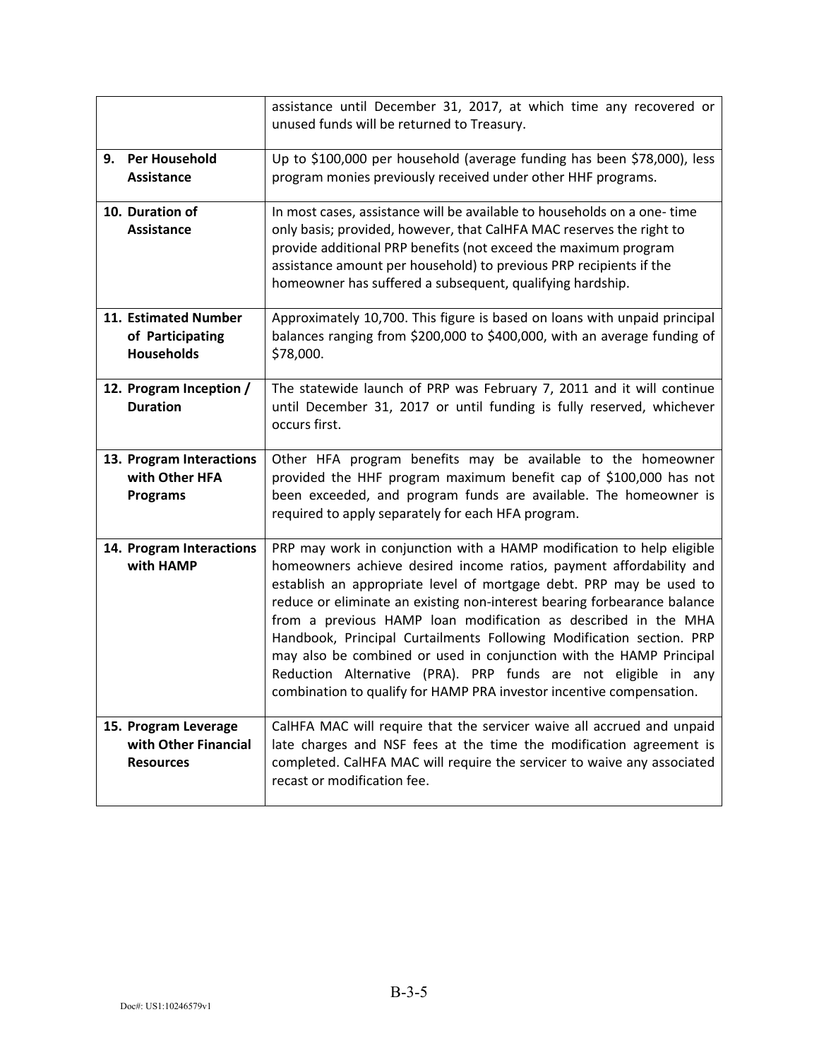| | |
|---|---|
| | assistance until December 31, 2017, at which time any recovered or unused funds will be returned to Treasury. |
| **9. Per Household Assistance** | Up to $100,000 per household (average funding has been $78,000), less program monies previously received under other HHF programs. |
| **10. Duration of Assistance** | In most cases, assistance will be available to households on a one- time only basis; provided, however, that CalHFA MAC reserves the right to provide additional PRP benefits (not exceed the maximum program assistance amount per household) to previous PRP recipients if the homeowner has suffered a subsequent, qualifying hardship. |
| **11. Estimated Number of Participating Households** | Approximately 10,700. This figure is based on loans with unpaid principal balances ranging from $200,000 to $400,000, with an average funding of $78,000. |
| **12. Program Inception / Duration** | The statewide launch of PRP was February 7, 2011 and it will continue until December 31, 2017 or until funding is fully reserved, whichever occurs first. |
| **13. Program Interactions with Other HFA Programs** | Other HFA program benefits may be available to the homeowner provided the HHF program maximum benefit cap of $100,000 has not been exceeded, and program funds are available. The homeowner is required to apply separately for each HFA program. |
| **14. Program Interactions with HAMP** | PRP may work in conjunction with a HAMP modification to help eligible homeowners achieve desired income ratios, payment affordability and establish an appropriate level of mortgage debt. PRP may be used to reduce or eliminate an existing non-interest bearing forbearance balance from a previous HAMP loan modification as described in the MHA Handbook, Principal Curtailments Following Modification section. PRP may also be combined or used in conjunction with the HAMP Principal Reduction Alternative (PRA). PRP funds are not eligible in any combination to qualify for HAMP PRA investor incentive compensation. |
| **15. Program Leverage with Other Financial Resources** | CalHFA MAC will require that the servicer waive all accrued and unpaid late charges and NSF fees at the time the modification agreement is completed. CalHFA MAC will require the servicer to waive any associated recast or modification fee. |

B-3-5

Doc#: US1:10246579v1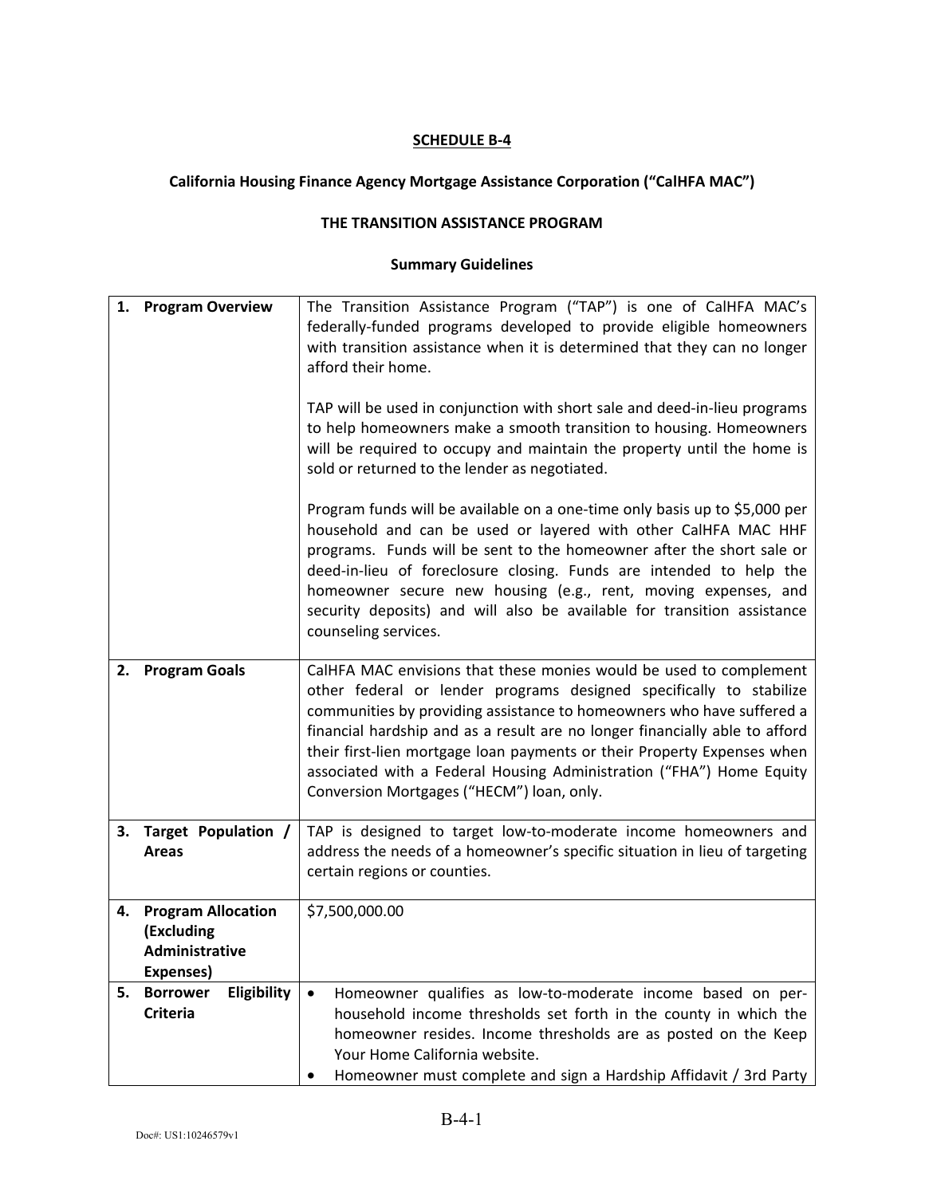**SCHEDULE B-4**

**California Housing Finance Agency Mortgage Assistance Corporation ("CalHFA MAC")**

**THE TRANSITION ASSISTANCE PROGRAM**

**Summary Guidelines**

| | |
|---|---|
| **1. Program Overview** | The Transition Assistance Program ("TAP") is one of CalHFA MAC's federally-funded programs developed to provide eligible homeowners with transition assistance when it is determined that they can no longer afford their home.<br><br>TAP will be used in conjunction with short sale and deed-in-lieu programs to help homeowners make a smooth transition to housing. Homeowners will be required to occupy and maintain the property until the home is sold or returned to the lender as negotiated.<br><br>Program funds will be available on a one-time only basis up to $5,000 per household and can be used or layered with other CalHFA MAC HHF programs. Funds will be sent to the homeowner after the short sale or deed-in-lieu of foreclosure closing. Funds are intended to help the homeowner secure new housing (e.g., rent, moving expenses, and security deposits) and will also be available for transition assistance counseling services. |
| **2. Program Goals** | CalHFA MAC envisions that these monies would be used to complement other federal or lender programs designed specifically to stabilize communities by providing assistance to homeowners who have suffered a financial hardship and as a result are no longer financially able to afford their first-lien mortgage loan payments or their Property Expenses when associated with a Federal Housing Administration ("FHA") Home Equity Conversion Mortgages ("HECM") loan, only. |
| **3. Target Population / Areas** | TAP is designed to target low-to-moderate income homeowners and address the needs of a homeowner's specific situation in lieu of targeting certain regions or counties. |
| **4. Program Allocation (Excluding Administrative Expenses)** | $7,500,000.00 |
| **5. Borrower Eligibility Criteria** | • Homeowner qualifies as low-to-moderate income based on per-household income thresholds set forth in the county in which the homeowner resides. Income thresholds are as posted on the Keep Your Home California website.<br>• Homeowner must complete and sign a Hardship Affidavit / 3rd Party |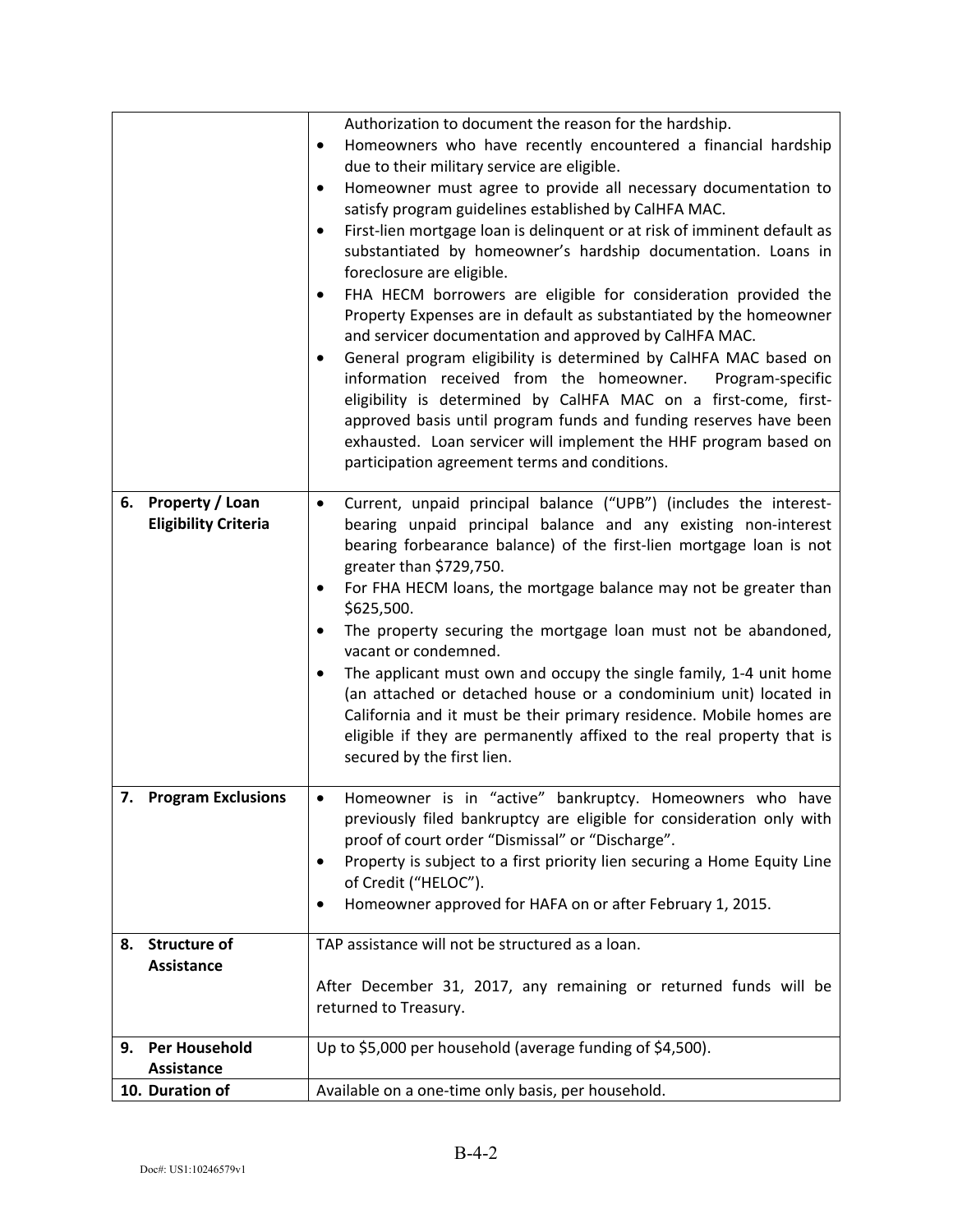| | |
|---|---|
| | Authorization to document the reason for the hardship.<br>• Homeowners who have recently encountered a financial hardship due to their military service are eligible.<br>• Homeowner must agree to provide all necessary documentation to satisfy program guidelines established by CalHFA MAC.<br>• First-lien mortgage loan is delinquent or at risk of imminent default as substantiated by homeowner's hardship documentation. Loans in foreclosure are eligible.<br>• FHA HECM borrowers are eligible for consideration provided the Property Expenses are in default as substantiated by the homeowner and servicer documentation and approved by CalHFA MAC.<br>• General program eligibility is determined by CalHFA MAC based on information received from the homeowner. Program-specific eligibility is determined by CalHFA MAC on a first-come, first-approved basis until program funds and funding reserves have been exhausted. Loan servicer will implement the HHF program based on participation agreement terms and conditions. |
| **6. Property / Loan Eligibility Criteria** | • Current, unpaid principal balance ("UPB") (includes the interest-bearing unpaid principal balance and any existing non-interest bearing forbearance balance) of the first-lien mortgage loan is not greater than $729,750.<br>• For FHA HECM loans, the mortgage balance may not be greater than $625,500.<br>• The property securing the mortgage loan must not be abandoned, vacant or condemned.<br>• The applicant must own and occupy the single family, 1-4 unit home (an attached or detached house or a condominium unit) located in California and it must be their primary residence. Mobile homes are eligible if they are permanently affixed to the real property that is secured by the first lien. |
| **7. Program Exclusions** | • Homeowner is in "active" bankruptcy. Homeowners who have previously filed bankruptcy are eligible for consideration only with proof of court order "Dismissal" or "Discharge".<br>• Property is subject to a first priority lien securing a Home Equity Line of Credit ("HELOC").<br>• Homeowner approved for HAFA on or after February 1, 2015. |
| **8. Structure of Assistance** | TAP assistance will not be structured as a loan.<br><br>After December 31, 2017, any remaining or returned funds will be returned to Treasury. |
| **9. Per Household Assistance** | Up to $5,000 per household (average funding of $4,500). |
| **10. Duration of** | Available on a one-time only basis, per household. |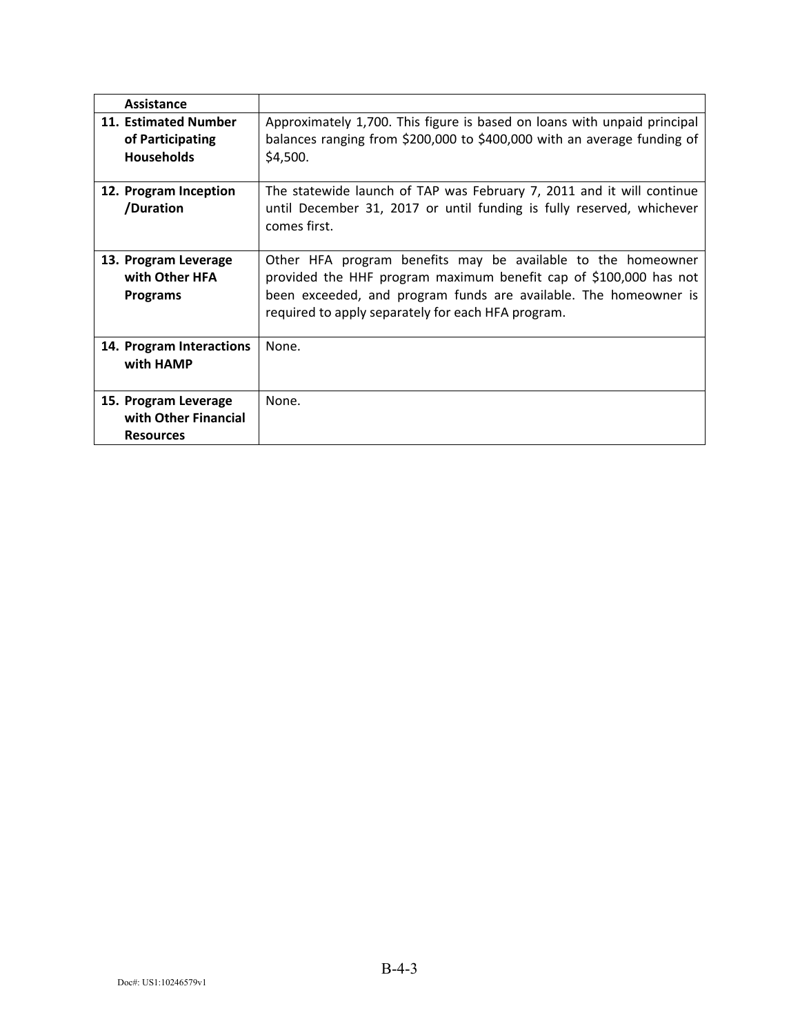| | |
|---|---|
| **Assistance** | |
| **11. Estimated Number of Participating Households** | Approximately 1,700. This figure is based on loans with unpaid principal balances ranging from $200,000 to $400,000 with an average funding of $4,500. |
| **12. Program Inception /Duration** | The statewide launch of TAP was February 7, 2011 and it will continue until December 31, 2017 or until funding is fully reserved, whichever comes first. |
| **13. Program Leverage with Other HFA Programs** | Other HFA program benefits may be available to the homeowner provided the HHF program maximum benefit cap of $100,000 has not been exceeded, and program funds are available. The homeowner is required to apply separately for each HFA program. |
| **14. Program Interactions with HAMP** | None. |
| **15. Program Leverage with Other Financial Resources** | None. |

B-4-3

Doc#: US1:10246579v1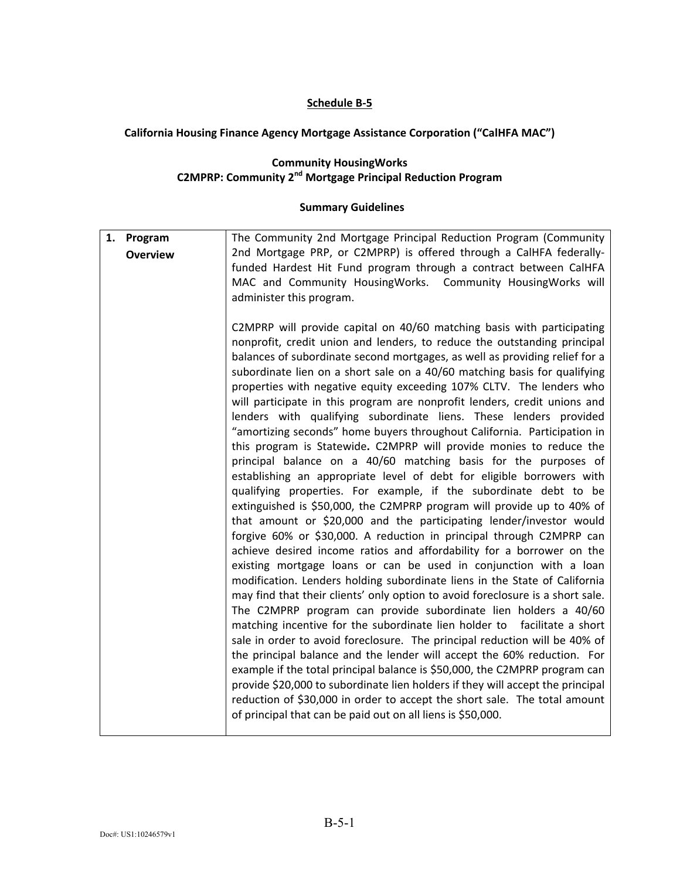**Schedule B-5**

**California Housing Finance Agency Mortgage Assistance Corporation ("CalHFA MAC")**

**Community HousingWorks**
**C2MPRP: Community 2nd Mortgage Principal Reduction Program**

**Summary Guidelines**

| | |
|---|---|
| **1. Program Overview** | The Community 2nd Mortgage Principal Reduction Program (Community 2nd Mortgage PRP, or C2MPRP) is offered through a CalHFA federally-funded Hardest Hit Fund program through a contract between CalHFA MAC and Community HousingWorks. Community HousingWorks will administer this program.<br><br>C2MPRP will provide capital on 40/60 matching basis with participating nonprofit, credit union and lenders, to reduce the outstanding principal balances of subordinate second mortgages, as well as providing relief for a subordinate lien on a short sale on a 40/60 matching basis for qualifying properties with negative equity exceeding 107% CLTV. The lenders who will participate in this program are nonprofit lenders, credit unions and lenders with qualifying subordinate liens. These lenders provided "amortizing seconds" home buyers throughout California. Participation in this program is Statewide**.** C2MPRP will provide monies to reduce the principal balance on a 40/60 matching basis for the purposes of establishing an appropriate level of debt for eligible borrowers with qualifying properties. For example, if the subordinate debt to be extinguished is $50,000, the C2MPRP program will provide up to 40% of that amount or $20,000 and the participating lender/investor would forgive 60% or $30,000. A reduction in principal through C2MPRP can achieve desired income ratios and affordability for a borrower on the existing mortgage loans or can be used in conjunction with a loan modification. Lenders holding subordinate liens in the State of California may find that their clients' only option to avoid foreclosure is a short sale. The C2MPRP program can provide subordinate lien holders a 40/60 matching incentive for the subordinate lien holder to facilitate a short sale in order to avoid foreclosure. The principal reduction will be 40% of the principal balance and the lender will accept the 60% reduction. For example if the total principal balance is $50,000, the C2MPRP program can provide $20,000 to subordinate lien holders if they will accept the principal reduction of $30,000 in order to accept the short sale. The total amount of principal that can be paid out on all liens is $50,000. |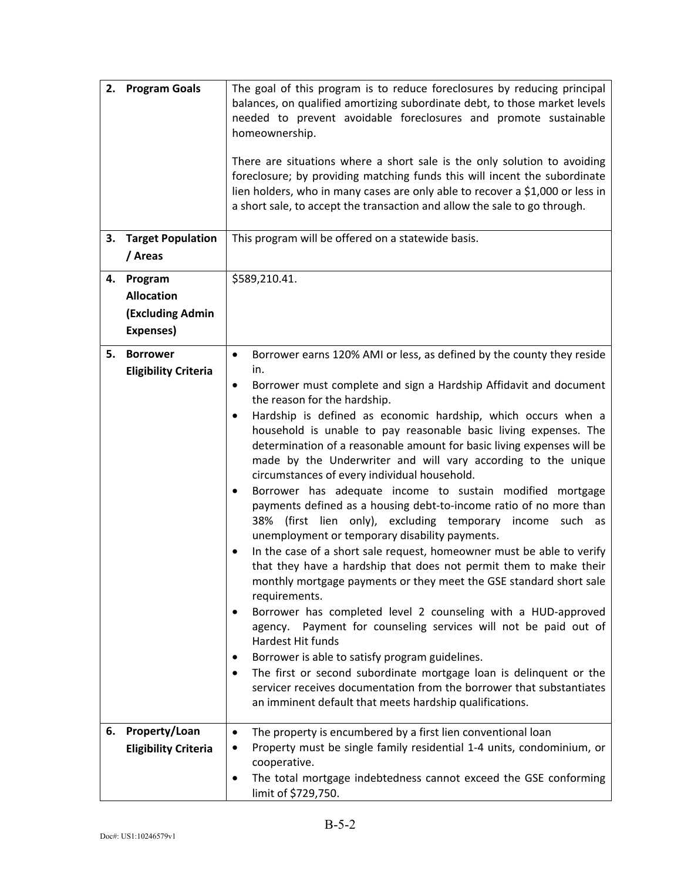| | |
|---|---|
| **2. Program Goals** | The goal of this program is to reduce foreclosures by reducing principal balances, on qualified amortizing subordinate debt, to those market levels needed to prevent avoidable foreclosures and promote sustainable homeownership.<br><br>There are situations where a short sale is the only solution to avoiding foreclosure; by providing matching funds this will incent the subordinate lien holders, who in many cases are only able to recover a $1,000 or less in a short sale, to accept the transaction and allow the sale to go through. |
| **3. Target Population / Areas** | This program will be offered on a statewide basis. |
| **4. Program Allocation (Excluding Admin Expenses)** | $589,210.41. |
| **5. Borrower Eligibility Criteria** | • Borrower earns 120% AMI or less, as defined by the county they reside in.<br>• Borrower must complete and sign a Hardship Affidavit and document the reason for the hardship.<br>• Hardship is defined as economic hardship, which occurs when a household is unable to pay reasonable basic living expenses. The determination of a reasonable amount for basic living expenses will be made by the Underwriter and will vary according to the unique circumstances of every individual household.<br>• Borrower has adequate income to sustain modified mortgage payments defined as a housing debt-to-income ratio of no more than 38% (first lien only), excluding temporary income such as unemployment or temporary disability payments.<br>• In the case of a short sale request, homeowner must be able to verify that they have a hardship that does not permit them to make their monthly mortgage payments or they meet the GSE standard short sale requirements.<br>• Borrower has completed level 2 counseling with a HUD-approved agency. Payment for counseling services will not be paid out of Hardest Hit funds<br>• Borrower is able to satisfy program guidelines.<br>• The first or second subordinate mortgage loan is delinquent or the servicer receives documentation from the borrower that substantiates an imminent default that meets hardship qualifications. |
| **6. Property/Loan Eligibility Criteria** | • The property is encumbered by a first lien conventional loan<br>• Property must be single family residential 1-4 units, condominium, or cooperative.<br>• The total mortgage indebtedness cannot exceed the GSE conforming limit of $729,750. |

B-5-2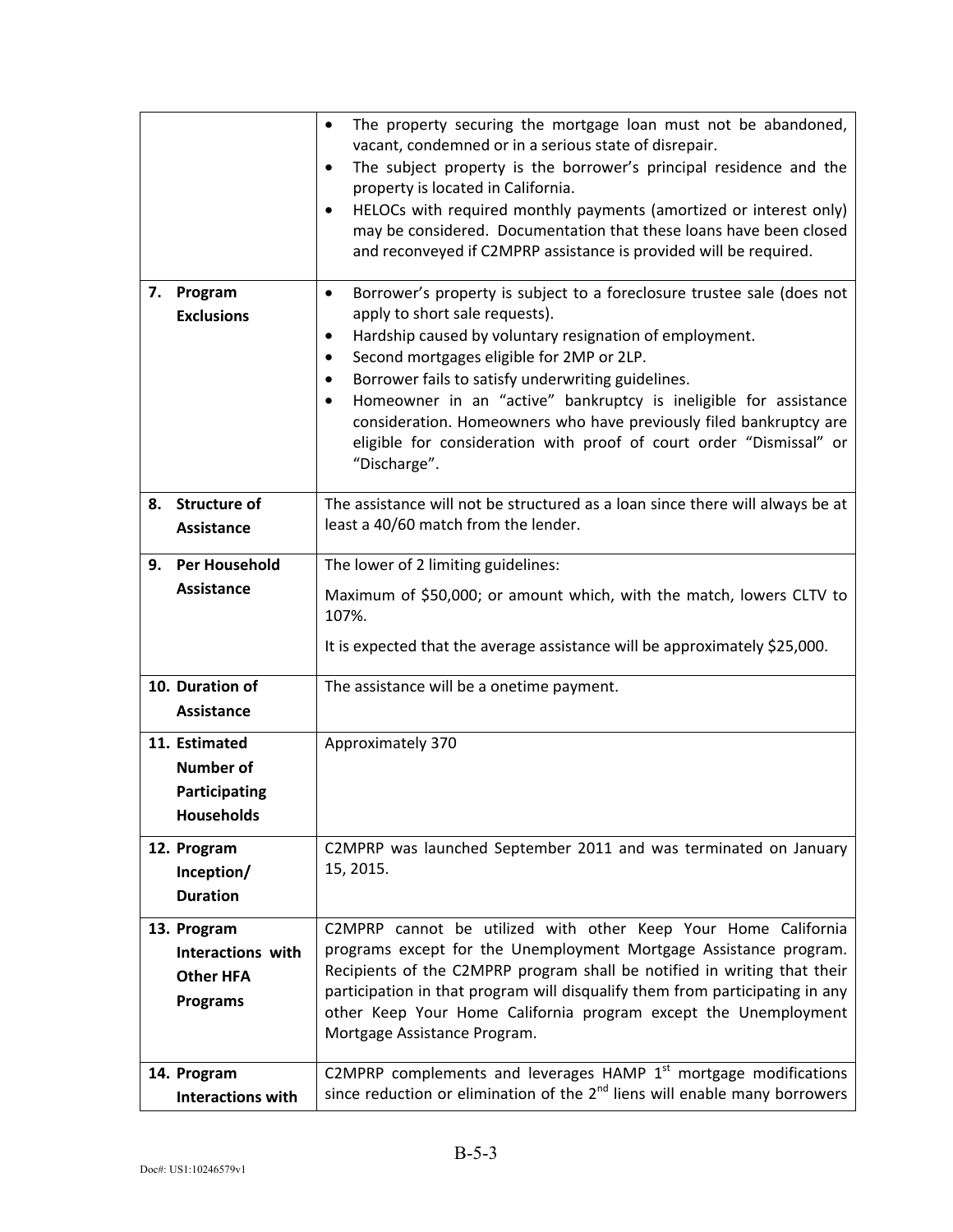| | |
|---|---|
| | • The property securing the mortgage loan must not be abandoned, vacant, condemned or in a serious state of disrepair.<br>• The subject property is the borrower's principal residence and the property is located in California.<br>• HELOCs with required monthly payments (amortized or interest only) may be considered. Documentation that these loans have been closed and reconveyed if C2MPRP assistance is provided will be required. |
| **7. Program Exclusions** | • Borrower's property is subject to a foreclosure trustee sale (does not apply to short sale requests).<br>• Hardship caused by voluntary resignation of employment.<br>• Second mortgages eligible for 2MP or 2LP.<br>• Borrower fails to satisfy underwriting guidelines.<br>• Homeowner in an "active" bankruptcy is ineligible for assistance consideration. Homeowners who have previously filed bankruptcy are eligible for consideration with proof of court order "Dismissal" or "Discharge". |
| **8. Structure of Assistance** | The assistance will not be structured as a loan since there will always be at least a 40/60 match from the lender. |
| **9. Per Household Assistance** | The lower of 2 limiting guidelines:<br>Maximum of \$50,000; or amount which, with the match, lowers CLTV to 107%.<br>It is expected that the average assistance will be approximately \$25,000. |
| **10. Duration of Assistance** | The assistance will be a onetime payment. |
| **11. Estimated Number of Participating Households** | Approximately 370 |
| **12. Program Inception/ Duration** | C2MPRP was launched September 2011 and was terminated on January 15, 2015. |
| **13. Program Interactions with Other HFA Programs** | C2MPRP cannot be utilized with other Keep Your Home California programs except for the Unemployment Mortgage Assistance program. Recipients of the C2MPRP program shall be notified in writing that their participation in that program will disqualify them from participating in any other Keep Your Home California program except the Unemployment Mortgage Assistance Program. |
| **14. Program Interactions with** | C2MPRP complements and leverages HAMP 1st mortgage modifications since reduction or elimination of the 2nd liens will enable many borrowers |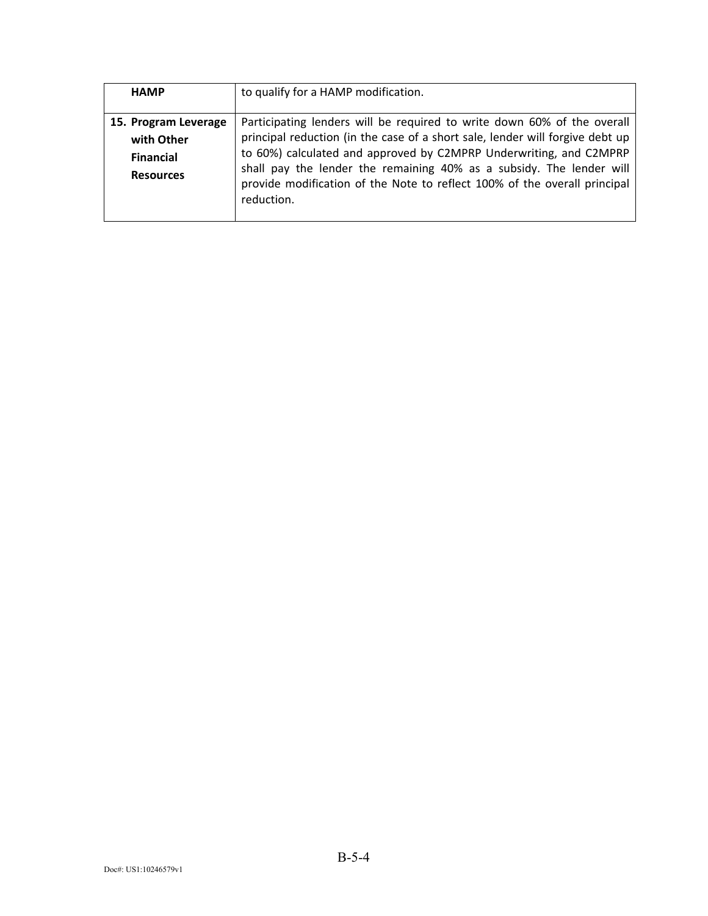| | |
|---|---|
| **HAMP** | to qualify for a HAMP modification. |
| **15. Program Leverage with Other Financial Resources** | Participating lenders will be required to write down 60% of the overall principal reduction (in the case of a short sale, lender will forgive debt up to 60%) calculated and approved by C2MPRP Underwriting, and C2MPRP shall pay the lender the remaining 40% as a subsidy. The lender will provide modification of the Note to reflect 100% of the overall principal reduction. |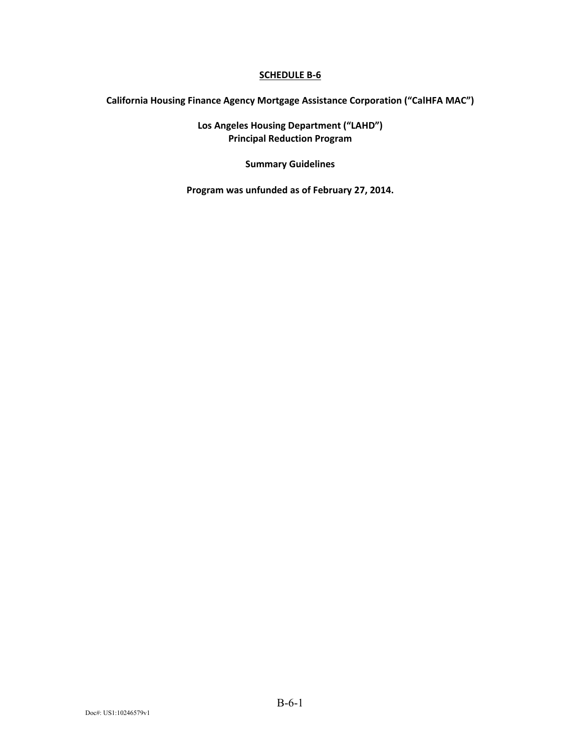# SCHEDULE B-6

## California Housing Finance Agency Mortgage Assistance Corporation ("CalHFA MAC")

## Los Angeles Housing Department ("LAHD")
## Principal Reduction Program

## Summary Guidelines

**Program was unfunded as of February 27, 2014.**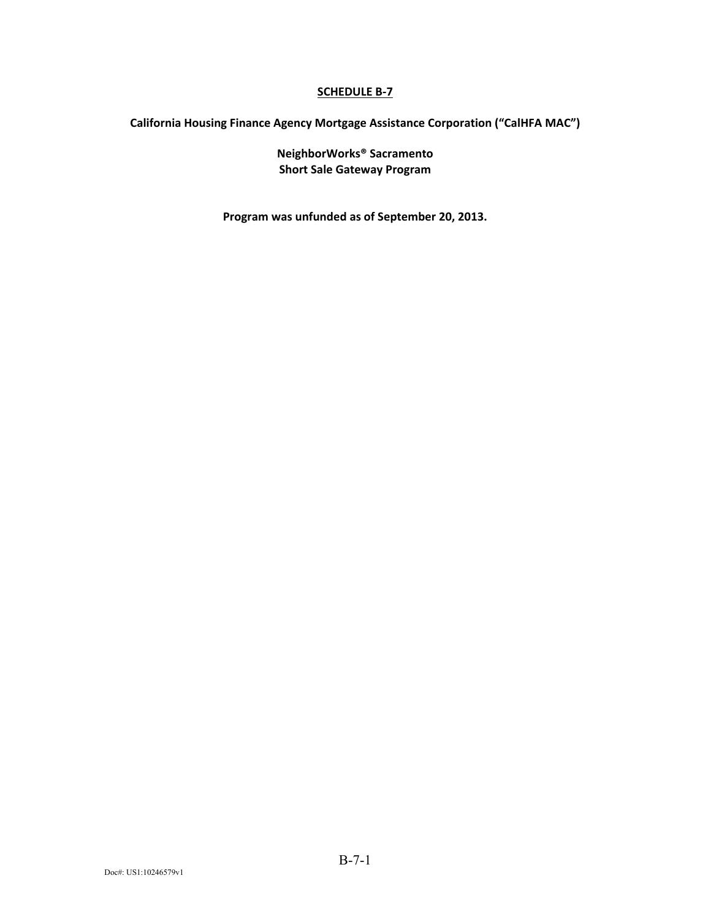**SCHEDULE B-7**

**California Housing Finance Agency Mortgage Assistance Corporation ("CalHFA MAC")**

**NeighborWorks® Sacramento**
**Short Sale Gateway Program**

**Program was unfunded as of September 20, 2013.**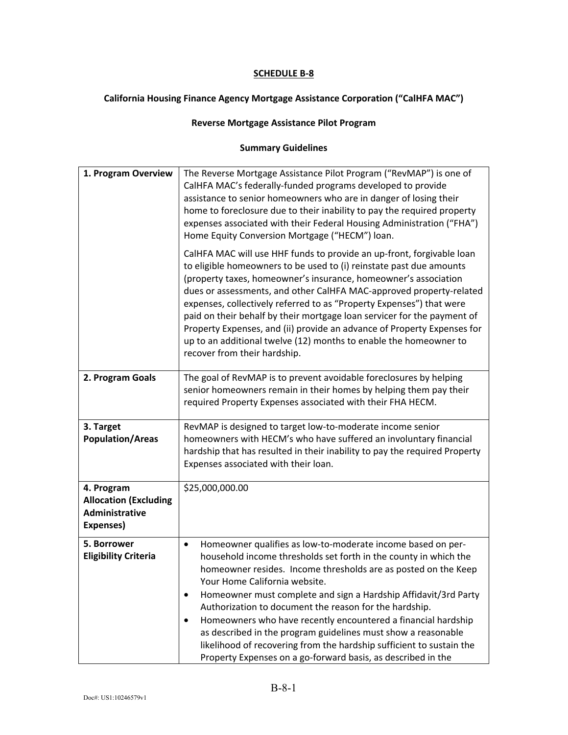**SCHEDULE B-8**

**California Housing Finance Agency Mortgage Assistance Corporation ("CalHFA MAC")**

**Reverse Mortgage Assistance Pilot Program**

**Summary Guidelines**

| | |
|---|---|
| **1. Program Overview** | The Reverse Mortgage Assistance Pilot Program ("RevMAP") is one of CalHFA MAC's federally-funded programs developed to provide assistance to senior homeowners who are in danger of losing their home to foreclosure due to their inability to pay the required property expenses associated with their Federal Housing Administration ("FHA") Home Equity Conversion Mortgage ("HECM") loan.<br><br>CalHFA MAC will use HHF funds to provide an up-front, forgivable loan to eligible homeowners to be used to (i) reinstate past due amounts (property taxes, homeowner's insurance, homeowner's association dues or assessments, and other CalHFA MAC-approved property-related expenses, collectively referred to as "Property Expenses") that were paid on their behalf by their mortgage loan servicer for the payment of Property Expenses, and (ii) provide an advance of Property Expenses for up to an additional twelve (12) months to enable the homeowner to recover from their hardship. |
| **2. Program Goals** | The goal of RevMAP is to prevent avoidable foreclosures by helping senior homeowners remain in their homes by helping them pay their required Property Expenses associated with their FHA HECM. |
| **3. Target Population/Areas** | RevMAP is designed to target low-to-moderate income senior homeowners with HECM's who have suffered an involuntary financial hardship that has resulted in their inability to pay the required Property Expenses associated with their loan. |
| **4. Program Allocation (Excluding Administrative Expenses)** | $25,000,000.00 |
| **5. Borrower Eligibility Criteria** | • Homeowner qualifies as low-to-moderate income based on per-household income thresholds set forth in the county in which the homeowner resides. Income thresholds are as posted on the Keep Your Home California website.<br>• Homeowner must complete and sign a Hardship Affidavit/3rd Party Authorization to document the reason for the hardship.<br>• Homeowners who have recently encountered a financial hardship as described in the program guidelines must show a reasonable likelihood of recovering from the hardship sufficient to sustain the Property Expenses on a go-forward basis, as described in the |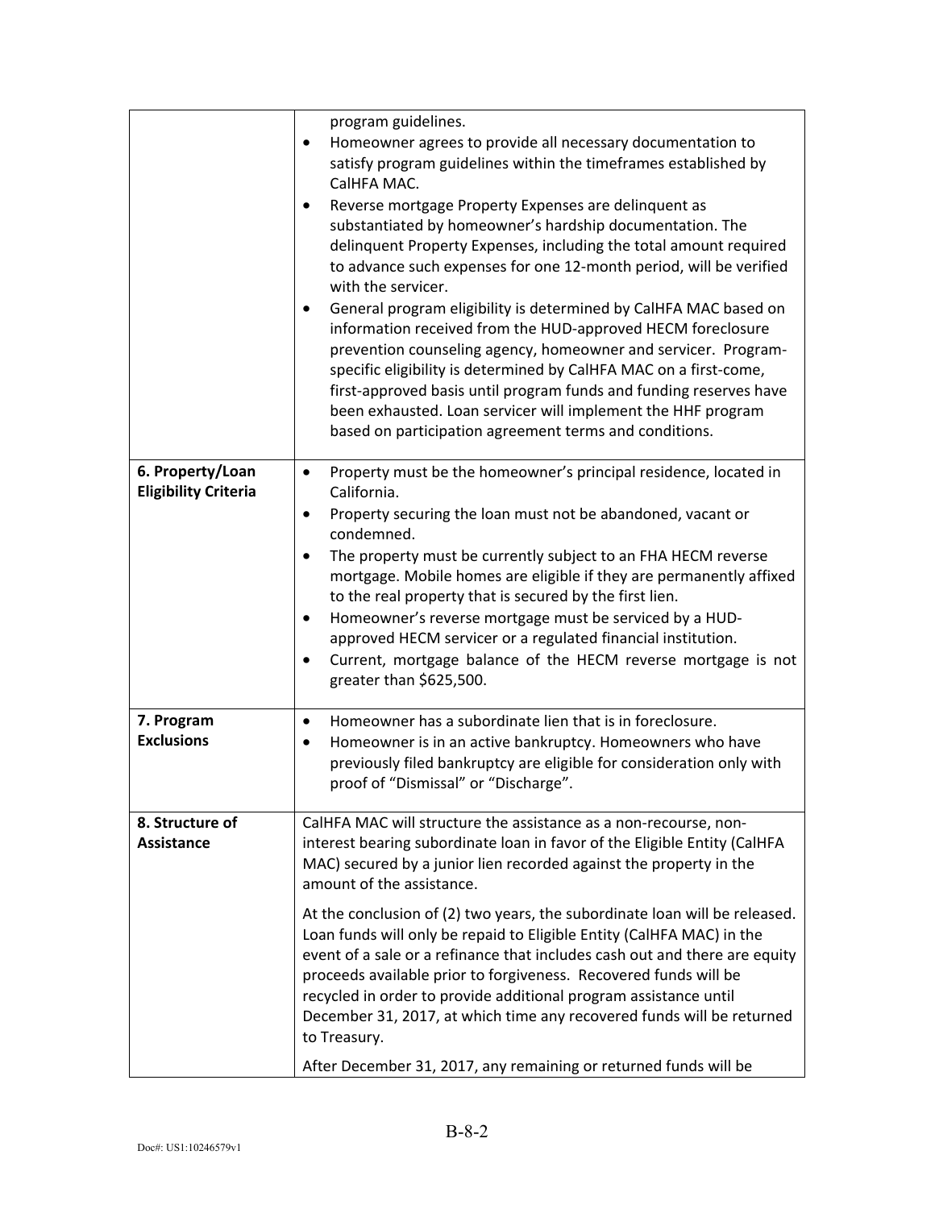| | |
|---|---|
| | program guidelines.<br>• Homeowner agrees to provide all necessary documentation to satisfy program guidelines within the timeframes established by CalHFA MAC.<br>• Reverse mortgage Property Expenses are delinquent as substantiated by homeowner's hardship documentation. The delinquent Property Expenses, including the total amount required to advance such expenses for one 12-month period, will be verified with the servicer.<br>• General program eligibility is determined by CalHFA MAC based on information received from the HUD-approved HECM foreclosure prevention counseling agency, homeowner and servicer. Program-specific eligibility is determined by CalHFA MAC on a first-come, first-approved basis until program funds and funding reserves have been exhausted. Loan servicer will implement the HHF program based on participation agreement terms and conditions. |
| **6. Property/Loan Eligibility Criteria** | • Property must be the homeowner's principal residence, located in California.<br>• Property securing the loan must not be abandoned, vacant or condemned.<br>• The property must be currently subject to an FHA HECM reverse mortgage. Mobile homes are eligible if they are permanently affixed to the real property that is secured by the first lien.<br>• Homeowner's reverse mortgage must be serviced by a HUD-approved HECM servicer or a regulated financial institution.<br>• Current, mortgage balance of the HECM reverse mortgage is not greater than $625,500. |
| **7. Program Exclusions** | • Homeowner has a subordinate lien that is in foreclosure.<br>• Homeowner is in an active bankruptcy. Homeowners who have previously filed bankruptcy are eligible for consideration only with proof of "Dismissal" or "Discharge". |
| **8. Structure of Assistance** | CalHFA MAC will structure the assistance as a non-recourse, non-interest bearing subordinate loan in favor of the Eligible Entity (CalHFA MAC) secured by a junior lien recorded against the property in the amount of the assistance.<br><br>At the conclusion of (2) two years, the subordinate loan will be released. Loan funds will only be repaid to Eligible Entity (CalHFA MAC) in the event of a sale or a refinance that includes cash out and there are equity proceeds available prior to forgiveness. Recovered funds will be recycled in order to provide additional program assistance until December 31, 2017, at which time any recovered funds will be returned to Treasury.<br><br>After December 31, 2017, any remaining or returned funds will be |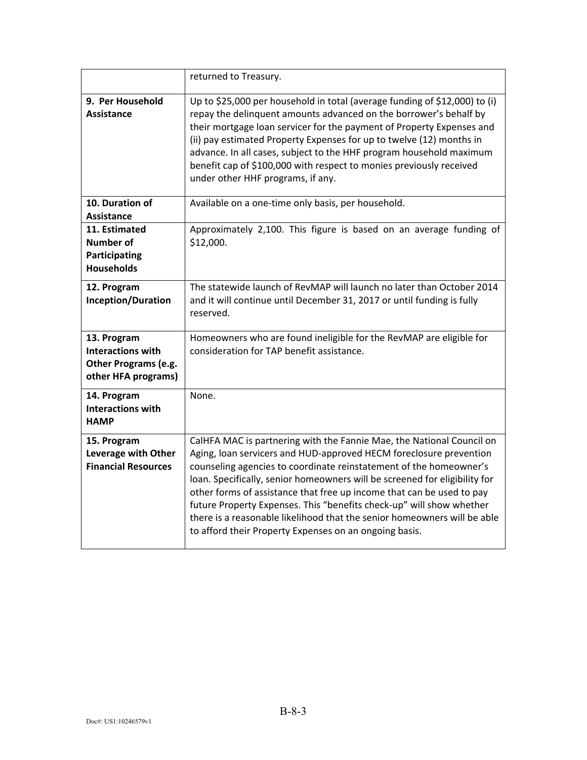| | |
|---|---|
| | returned to Treasury. |
| **9. Per Household Assistance** | Up to $25,000 per household in total (average funding of $12,000) to (i) repay the delinquent amounts advanced on the borrower's behalf by their mortgage loan servicer for the payment of Property Expenses and (ii) pay estimated Property Expenses for up to twelve (12) months in advance. In all cases, subject to the HHF program household maximum benefit cap of $100,000 with respect to monies previously received under other HHF programs, if any. |
| **10. Duration of Assistance** | Available on a one-time only basis, per household. |
| **11. Estimated Number of Participating Households** | Approximately 2,100. This figure is based on an average funding of $12,000. |
| **12. Program Inception/Duration** | The statewide launch of RevMAP will launch no later than October 2014 and it will continue until December 31, 2017 or until funding is fully reserved. |
| **13. Program Interactions with Other Programs (e.g. other HFA programs)** | Homeowners who are found ineligible for the RevMAP are eligible for consideration for TAP benefit assistance. |
| **14. Program Interactions with HAMP** | None. |
| **15. Program Leverage with Other Financial Resources** | CalHFA MAC is partnering with the Fannie Mae, the National Council on Aging, loan servicers and HUD-approved HECM foreclosure prevention counseling agencies to coordinate reinstatement of the homeowner's loan. Specifically, senior homeowners will be screened for eligibility for other forms of assistance that free up income that can be used to pay future Property Expenses. This "benefits check-up" will show whether there is a reasonable likelihood that the senior homeowners will be able to afford their Property Expenses on an ongoing basis. |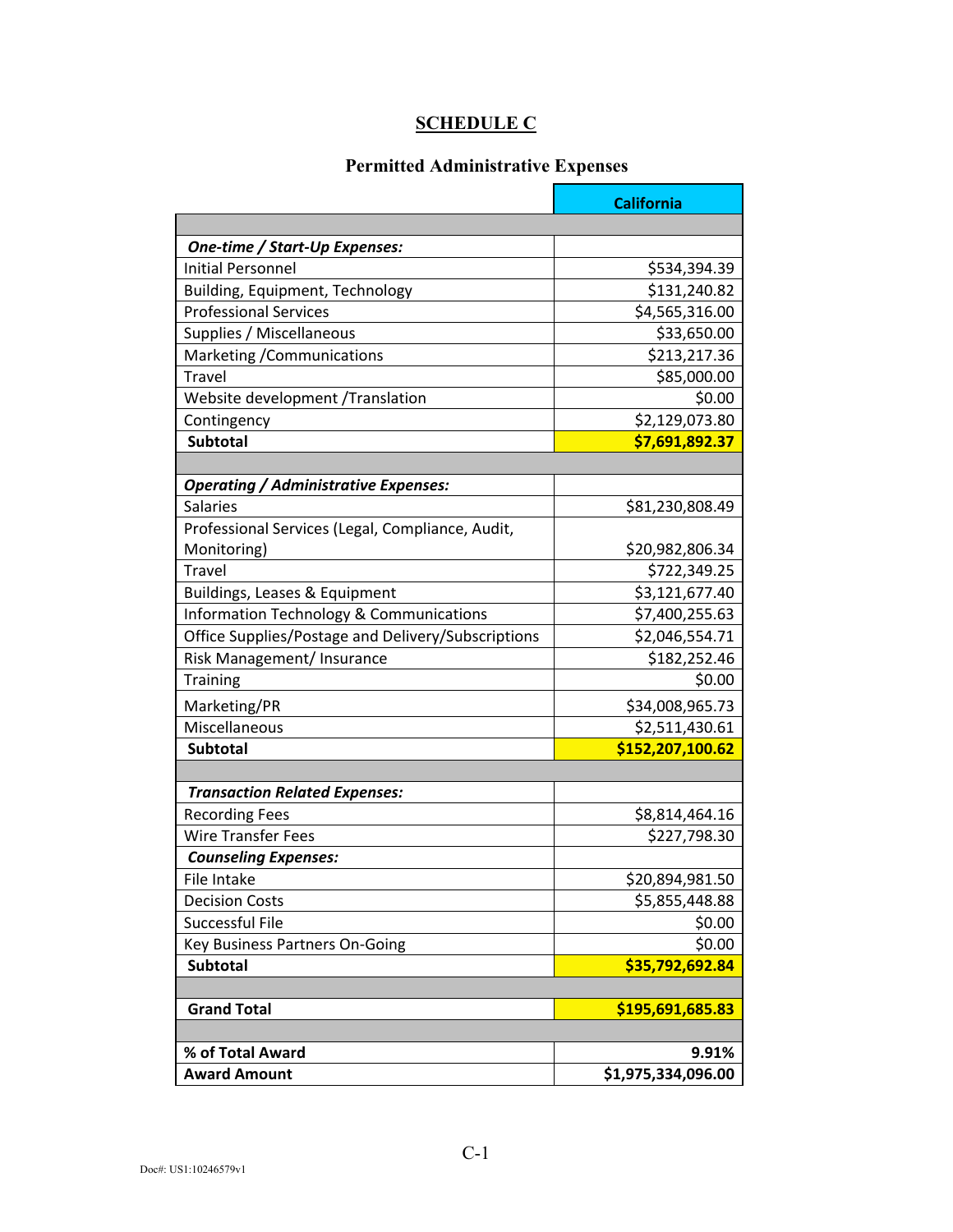# SCHEDULE C

## Permitted Administrative Expenses

| | California |
|---|---:|
| | |
| ***One-time / Start-Up Expenses:*** | |
| Initial Personnel | $534,394.39 |
| Building, Equipment, Technology | $131,240.82 |
| Professional Services | $4,565,316.00 |
| Supplies / Miscellaneous | $33,650.00 |
| Marketing /Communications | $213,217.36 |
| Travel | $85,000.00 |
| Website development /Translation | $0.00 |
| Contingency | $2,129,073.80 |
| **Subtotal** | **$7,691,892.37** |
| | |
| ***Operating / Administrative Expenses:*** | |
| Salaries | $81,230,808.49 |
| Professional Services (Legal, Compliance, Audit, Monitoring) | $20,982,806.34 |
| Travel | $722,349.25 |
| Buildings, Leases & Equipment | $3,121,677.40 |
| Information Technology & Communications | $7,400,255.63 |
| Office Supplies/Postage and Delivery/Subscriptions | $2,046,554.71 |
| Risk Management/ Insurance | $182,252.46 |
| Training | $0.00 |
| Marketing/PR | $34,008,965.73 |
| Miscellaneous | $2,511,430.61 |
| **Subtotal** | **$152,207,100.62** |
| | |
| ***Transaction Related Expenses:*** | |
| Recording Fees | $8,814,464.16 |
| Wire Transfer Fees | $227,798.30 |
| ***Counseling Expenses:*** | |
| File Intake | $20,894,981.50 |
| Decision Costs | $5,855,448.88 |
| Successful File | $0.00 |
| Key Business Partners On-Going | $0.00 |
| **Subtotal** | **$35,792,692.84** |
| | |
| **Grand Total** | **$195,691,685.83** |
| | |
| **% of Total Award** | **9.91%** |
| **Award Amount** | **$1,975,334,096.00** |

C-1

Doc#: US1:10246579v1